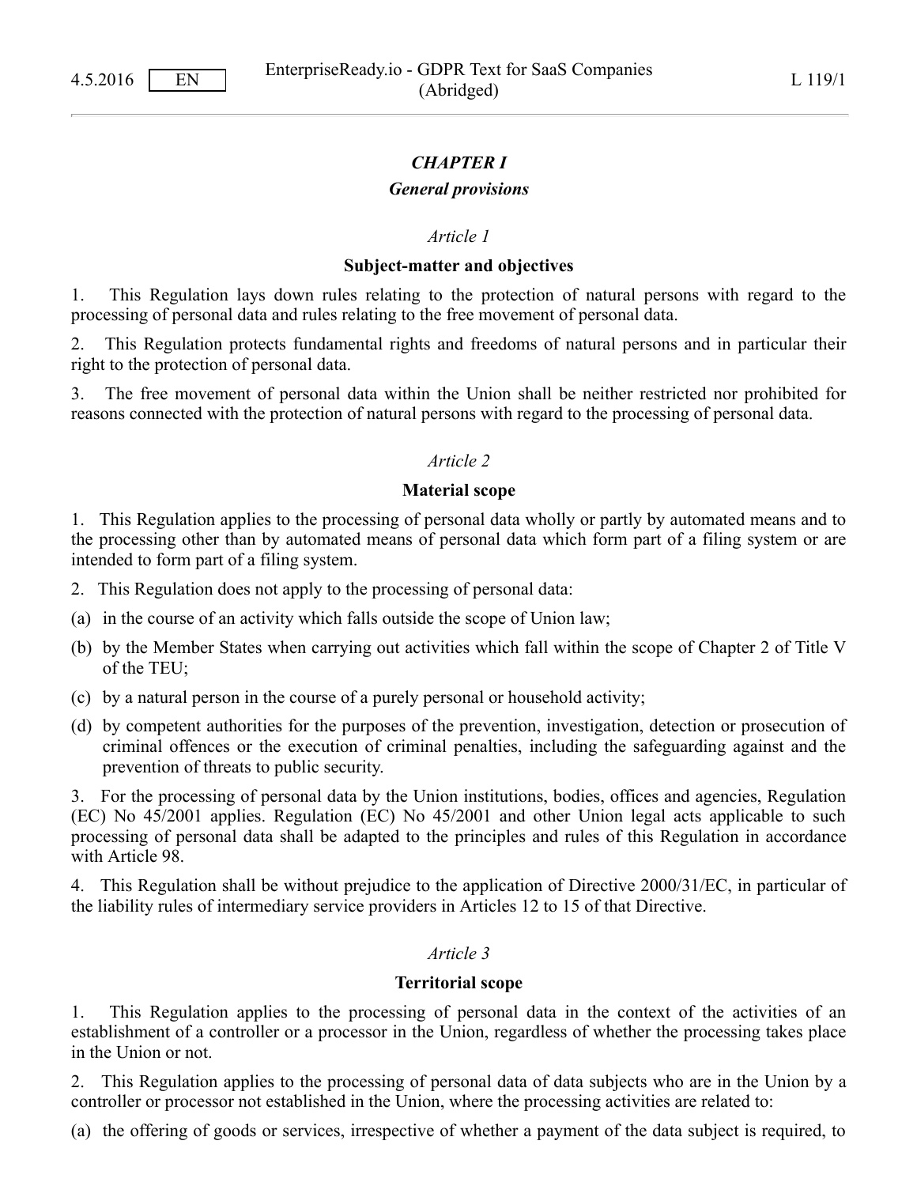## CHAPTER I

### General provisions

*Article 1*

**Subject-matter and objectives**

1. This Regulation lays down rules relating to the protection of natural persons with regard to the processing of personal data and rules relating to the free movement of personal data.

2. This Regulation protects fundamental rights and freedoms of natural persons and in particular their right to the protection of personal data.

3. The free movement of personal data within the Union shall be neither restricted nor prohibited for reasons connected with the protection of natural persons with regard to the processing of personal data.

*Article 2*

**Material scope**

1. This Regulation applies to the processing of personal data wholly or partly by automated means and to the processing other than by automated means of personal data which form part of a filing system or are intended to form part of a filing system.

2. This Regulation does not apply to the processing of personal data:

(a) in the course of an activity which falls outside the scope of Union law;

(b) by the Member States when carrying out activities which fall within the scope of Chapter 2 of Title V of the TEU;

(c) by a natural person in the course of a purely personal or household activity;

(d) by competent authorities for the purposes of the prevention, investigation, detection or prosecution of criminal offences or the execution of criminal penalties, including the safeguarding against and the prevention of threats to public security.

3. For the processing of personal data by the Union institutions, bodies, offices and agencies, Regulation (EC) No 45/2001 applies. Regulation (EC) No 45/2001 and other Union legal acts applicable to such processing of personal data shall be adapted to the principles and rules of this Regulation in accordance with Article 98.

4. This Regulation shall be without prejudice to the application of Directive 2000/31/EC, in particular of the liability rules of intermediary service providers in Articles 12 to 15 of that Directive.

*Article 3*

**Territorial scope**

1. This Regulation applies to the processing of personal data in the context of the activities of an establishment of a controller or a processor in the Union, regardless of whether the processing takes place in the Union or not.

2. This Regulation applies to the processing of personal data of data subjects who are in the Union by a controller or processor not established in the Union, where the processing activities are related to:

(a) the offering of goods or services, irrespective of whether a payment of the data subject is required, to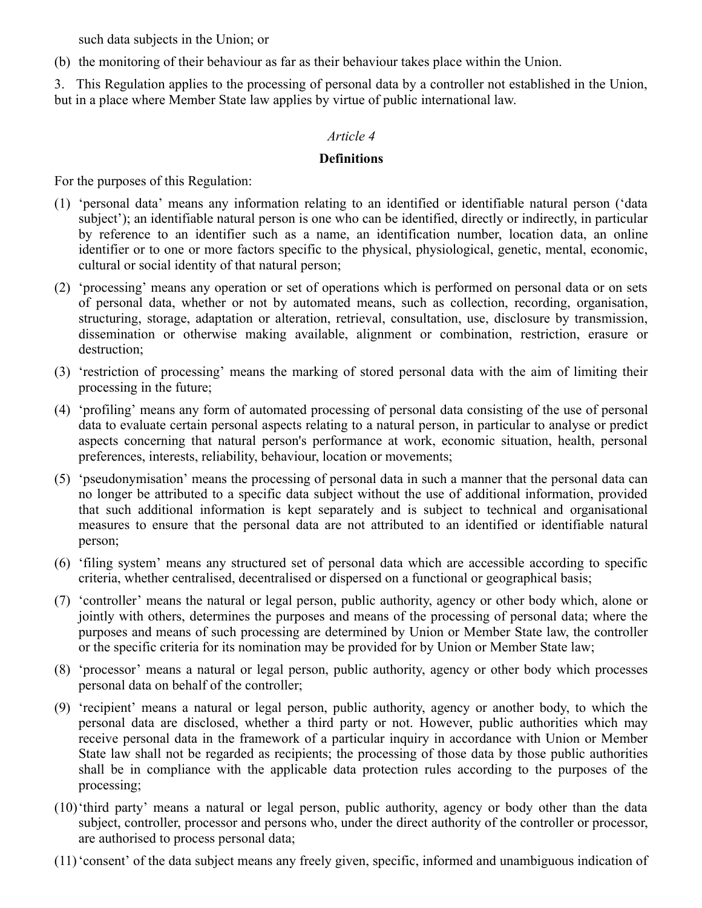such data subjects in the Union; or

(b) the monitoring of their behaviour as far as their behaviour takes place within the Union.

3. This Regulation applies to the processing of personal data by a controller not established in the Union, but in a place where Member State law applies by virtue of public international law.

*Article 4*

**Definitions**

For the purposes of this Regulation:

(1) 'personal data' means any information relating to an identified or identifiable natural person ('data subject'); an identifiable natural person is one who can be identified, directly or indirectly, in particular by reference to an identifier such as a name, an identification number, location data, an online identifier or to one or more factors specific to the physical, physiological, genetic, mental, economic, cultural or social identity of that natural person;

(2) 'processing' means any operation or set of operations which is performed on personal data or on sets of personal data, whether or not by automated means, such as collection, recording, organisation, structuring, storage, adaptation or alteration, retrieval, consultation, use, disclosure by transmission, dissemination or otherwise making available, alignment or combination, restriction, erasure or destruction;

(3) 'restriction of processing' means the marking of stored personal data with the aim of limiting their processing in the future;

(4) 'profiling' means any form of automated processing of personal data consisting of the use of personal data to evaluate certain personal aspects relating to a natural person, in particular to analyse or predict aspects concerning that natural person's performance at work, economic situation, health, personal preferences, interests, reliability, behaviour, location or movements;

(5) 'pseudonymisation' means the processing of personal data in such a manner that the personal data can no longer be attributed to a specific data subject without the use of additional information, provided that such additional information is kept separately and is subject to technical and organisational measures to ensure that the personal data are not attributed to an identified or identifiable natural person;

(6) 'filing system' means any structured set of personal data which are accessible according to specific criteria, whether centralised, decentralised or dispersed on a functional or geographical basis;

(7) 'controller' means the natural or legal person, public authority, agency or other body which, alone or jointly with others, determines the purposes and means of the processing of personal data; where the purposes and means of such processing are determined by Union or Member State law, the controller or the specific criteria for its nomination may be provided for by Union or Member State law;

(8) 'processor' means a natural or legal person, public authority, agency or other body which processes personal data on behalf of the controller;

(9) 'recipient' means a natural or legal person, public authority, agency or another body, to which the personal data are disclosed, whether a third party or not. However, public authorities which may receive personal data in the framework of a particular inquiry in accordance with Union or Member State law shall not be regarded as recipients; the processing of those data by those public authorities shall be in compliance with the applicable data protection rules according to the purposes of the processing;

(10) 'third party' means a natural or legal person, public authority, agency or body other than the data subject, controller, processor and persons who, under the direct authority of the controller or processor, are authorised to process personal data;

(11) 'consent' of the data subject means any freely given, specific, informed and unambiguous indication of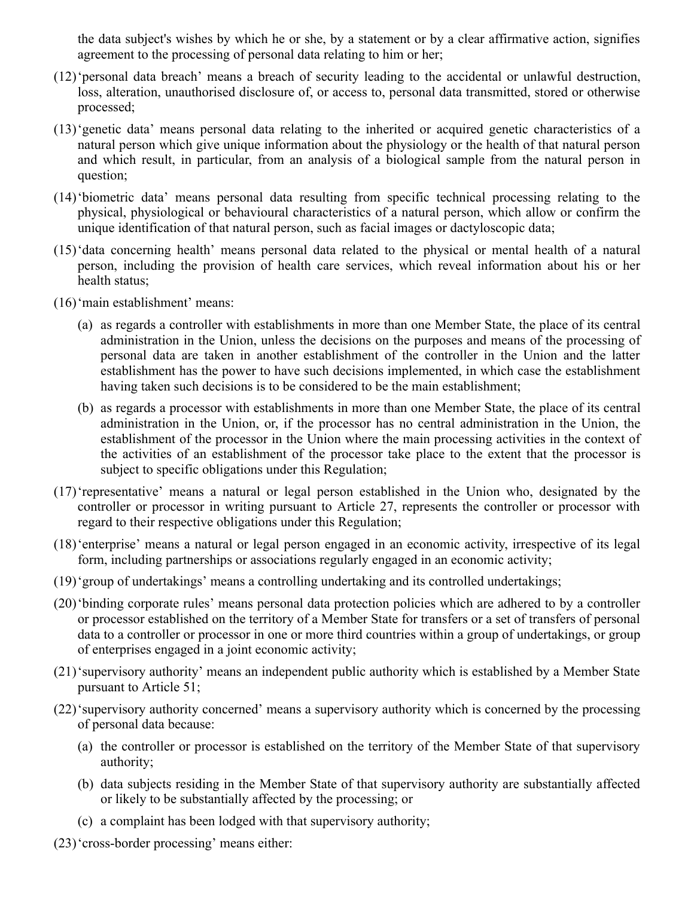the data subject's wishes by which he or she, by a statement or by a clear affirmative action, signifies agreement to the processing of personal data relating to him or her;

(12) ‘personal data breach’ means a breach of security leading to the accidental or unlawful destruction, loss, alteration, unauthorised disclosure of, or access to, personal data transmitted, stored or otherwise processed;

(13) ‘genetic data’ means personal data relating to the inherited or acquired genetic characteristics of a natural person which give unique information about the physiology or the health of that natural person and which result, in particular, from an analysis of a biological sample from the natural person in question;

(14) ‘biometric data’ means personal data resulting from specific technical processing relating to the physical, physiological or behavioural characteristics of a natural person, which allow or confirm the unique identification of that natural person, such as facial images or dactyloscopic data;

(15) ‘data concerning health’ means personal data related to the physical or mental health of a natural person, including the provision of health care services, which reveal information about his or her health status;

(16) ‘main establishment’ means:

- (a) as regards a controller with establishments in more than one Member State, the place of its central administration in the Union, unless the decisions on the purposes and means of the processing of personal data are taken in another establishment of the controller in the Union and the latter establishment has the power to have such decisions implemented, in which case the establishment having taken such decisions is to be considered to be the main establishment;
- (b) as regards a processor with establishments in more than one Member State, the place of its central administration in the Union, or, if the processor has no central administration in the Union, the establishment of the processor in the Union where the main processing activities in the context of the activities of an establishment of the processor take place to the extent that the processor is subject to specific obligations under this Regulation;

(17) ‘representative’ means a natural or legal person established in the Union who, designated by the controller or processor in writing pursuant to Article 27, represents the controller or processor with regard to their respective obligations under this Regulation;

(18) ‘enterprise’ means a natural or legal person engaged in an economic activity, irrespective of its legal form, including partnerships or associations regularly engaged in an economic activity;

(19) ‘group of undertakings’ means a controlling undertaking and its controlled undertakings;

(20) ‘binding corporate rules’ means personal data protection policies which are adhered to by a controller or processor established on the territory of a Member State for transfers or a set of transfers of personal data to a controller or processor in one or more third countries within a group of undertakings, or group of enterprises engaged in a joint economic activity;

(21) ‘supervisory authority’ means an independent public authority which is established by a Member State pursuant to Article 51;

(22) ‘supervisory authority concerned’ means a supervisory authority which is concerned by the processing of personal data because:

- (a) the controller or processor is established on the territory of the Member State of that supervisory authority;
- (b) data subjects residing in the Member State of that supervisory authority are substantially affected or likely to be substantially affected by the processing; or
- (c) a complaint has been lodged with that supervisory authority;

(23) ‘cross-border processing’ means either: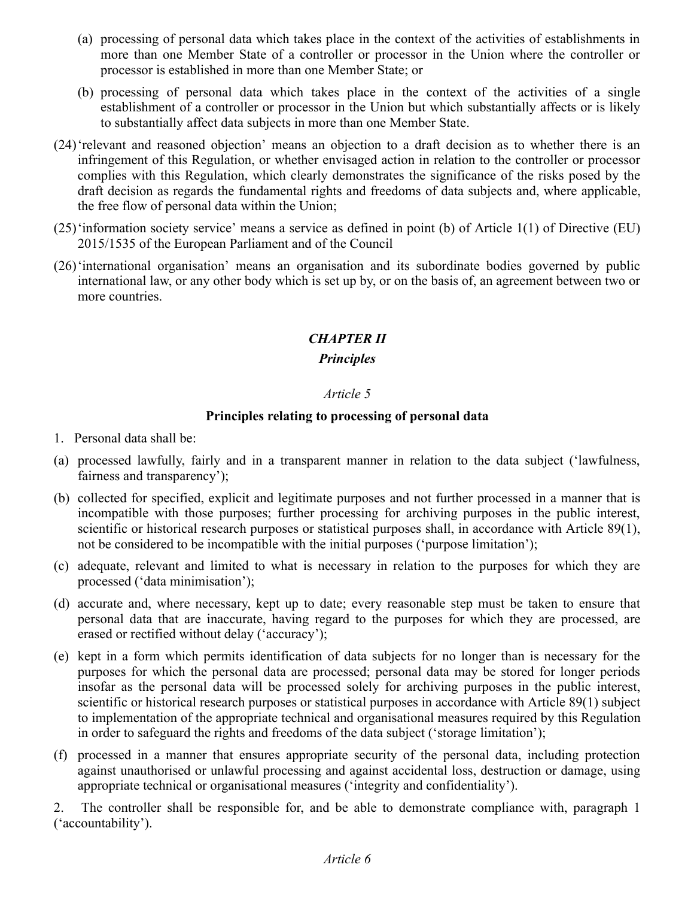(a) processing of personal data which takes place in the context of the activities of establishments in more than one Member State of a controller or processor in the Union where the controller or processor is established in more than one Member State; or

(b) processing of personal data which takes place in the context of the activities of a single establishment of a controller or processor in the Union but which substantially affects or is likely to substantially affect data subjects in more than one Member State.

(24) 'relevant and reasoned objection' means an objection to a draft decision as to whether there is an infringement of this Regulation, or whether envisaged action in relation to the controller or processor complies with this Regulation, which clearly demonstrates the significance of the risks posed by the draft decision as regards the fundamental rights and freedoms of data subjects and, where applicable, the free flow of personal data within the Union;

(25) 'information society service' means a service as defined in point (b) of Article 1(1) of Directive (EU) 2015/1535 of the European Parliament and of the Council

(26) 'international organisation' means an organisation and its subordinate bodies governed by public international law, or any other body which is set up by, or on the basis of, an agreement between two or more countries.

## *CHAPTER II*

## *Principles*

### *Article 5*

### **Principles relating to processing of personal data**

1. Personal data shall be:

(a) processed lawfully, fairly and in a transparent manner in relation to the data subject ('lawfulness, fairness and transparency');

(b) collected for specified, explicit and legitimate purposes and not further processed in a manner that is incompatible with those purposes; further processing for archiving purposes in the public interest, scientific or historical research purposes or statistical purposes shall, in accordance with Article 89(1), not be considered to be incompatible with the initial purposes ('purpose limitation');

(c) adequate, relevant and limited to what is necessary in relation to the purposes for which they are processed ('data minimisation');

(d) accurate and, where necessary, kept up to date; every reasonable step must be taken to ensure that personal data that are inaccurate, having regard to the purposes for which they are processed, are erased or rectified without delay ('accuracy');

(e) kept in a form which permits identification of data subjects for no longer than is necessary for the purposes for which the personal data are processed; personal data may be stored for longer periods insofar as the personal data will be processed solely for archiving purposes in the public interest, scientific or historical research purposes or statistical purposes in accordance with Article 89(1) subject to implementation of the appropriate technical and organisational measures required by this Regulation in order to safeguard the rights and freedoms of the data subject ('storage limitation');

(f) processed in a manner that ensures appropriate security of the personal data, including protection against unauthorised or unlawful processing and against accidental loss, destruction or damage, using appropriate technical or organisational measures ('integrity and confidentiality').

2. The controller shall be responsible for, and be able to demonstrate compliance with, paragraph 1 ('accountability').

### *Article 6*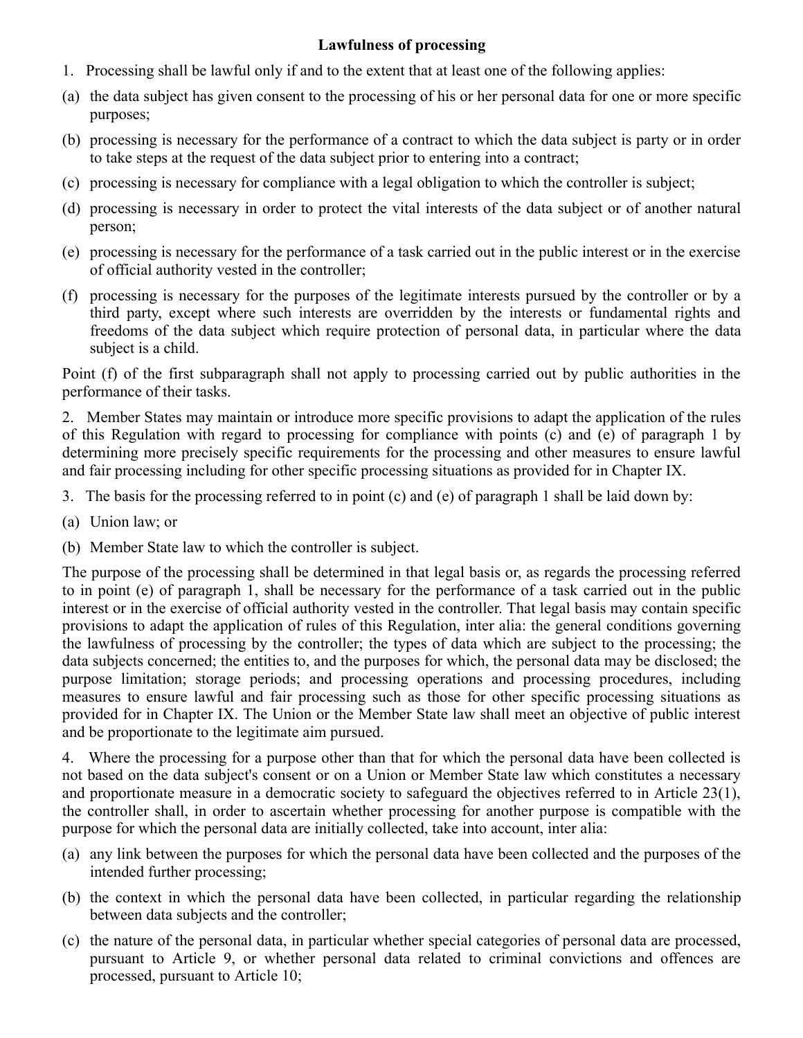## Lawfulness of processing

1. Processing shall be lawful only if and to the extent that at least one of the following applies:

(a) the data subject has given consent to the processing of his or her personal data for one or more specific purposes;

(b) processing is necessary for the performance of a contract to which the data subject is party or in order to take steps at the request of the data subject prior to entering into a contract;

(c) processing is necessary for compliance with a legal obligation to which the controller is subject;

(d) processing is necessary in order to protect the vital interests of the data subject or of another natural person;

(e) processing is necessary for the performance of a task carried out in the public interest or in the exercise of official authority vested in the controller;

(f) processing is necessary for the purposes of the legitimate interests pursued by the controller or by a third party, except where such interests are overridden by the interests or fundamental rights and freedoms of the data subject which require protection of personal data, in particular where the data subject is a child.

Point (f) of the first subparagraph shall not apply to processing carried out by public authorities in the performance of their tasks.

2. Member States may maintain or introduce more specific provisions to adapt the application of the rules of this Regulation with regard to processing for compliance with points (c) and (e) of paragraph 1 by determining more precisely specific requirements for the processing and other measures to ensure lawful and fair processing including for other specific processing situations as provided for in Chapter IX.

3. The basis for the processing referred to in point (c) and (e) of paragraph 1 shall be laid down by:

(a) Union law; or

(b) Member State law to which the controller is subject.

The purpose of the processing shall be determined in that legal basis or, as regards the processing referred to in point (e) of paragraph 1, shall be necessary for the performance of a task carried out in the public interest or in the exercise of official authority vested in the controller. That legal basis may contain specific provisions to adapt the application of rules of this Regulation, inter alia: the general conditions governing the lawfulness of processing by the controller; the types of data which are subject to the processing; the data subjects concerned; the entities to, and the purposes for which, the personal data may be disclosed; the purpose limitation; storage periods; and processing operations and processing procedures, including measures to ensure lawful and fair processing such as those for other specific processing situations as provided for in Chapter IX. The Union or the Member State law shall meet an objective of public interest and be proportionate to the legitimate aim pursued.

4. Where the processing for a purpose other than that for which the personal data have been collected is not based on the data subject's consent or on a Union or Member State law which constitutes a necessary and proportionate measure in a democratic society to safeguard the objectives referred to in Article 23(1), the controller shall, in order to ascertain whether processing for another purpose is compatible with the purpose for which the personal data are initially collected, take into account, inter alia:

(a) any link between the purposes for which the personal data have been collected and the purposes of the intended further processing;

(b) the context in which the personal data have been collected, in particular regarding the relationship between data subjects and the controller;

(c) the nature of the personal data, in particular whether special categories of personal data are processed, pursuant to Article 9, or whether personal data related to criminal convictions and offences are processed, pursuant to Article 10;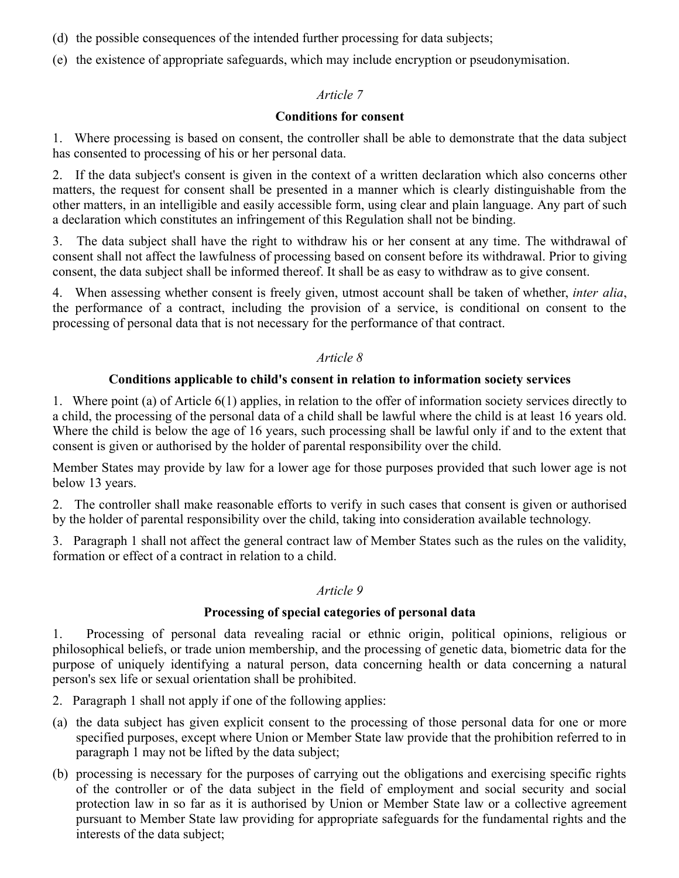(d) the possible consequences of the intended further processing for data subjects;

(e) the existence of appropriate safeguards, which may include encryption or pseudonymisation.

*Article 7*

**Conditions for consent**

1. Where processing is based on consent, the controller shall be able to demonstrate that the data subject has consented to processing of his or her personal data.

2. If the data subject's consent is given in the context of a written declaration which also concerns other matters, the request for consent shall be presented in a manner which is clearly distinguishable from the other matters, in an intelligible and easily accessible form, using clear and plain language. Any part of such a declaration which constitutes an infringement of this Regulation shall not be binding.

3. The data subject shall have the right to withdraw his or her consent at any time. The withdrawal of consent shall not affect the lawfulness of processing based on consent before its withdrawal. Prior to giving consent, the data subject shall be informed thereof. It shall be as easy to withdraw as to give consent.

4. When assessing whether consent is freely given, utmost account shall be taken of whether, *inter alia*, the performance of a contract, including the provision of a service, is conditional on consent to the processing of personal data that is not necessary for the performance of that contract.

*Article 8*

**Conditions applicable to child's consent in relation to information society services**

1. Where point (a) of Article 6(1) applies, in relation to the offer of information society services directly to a child, the processing of the personal data of a child shall be lawful where the child is at least 16 years old. Where the child is below the age of 16 years, such processing shall be lawful only if and to the extent that consent is given or authorised by the holder of parental responsibility over the child.

Member States may provide by law for a lower age for those purposes provided that such lower age is not below 13 years.

2. The controller shall make reasonable efforts to verify in such cases that consent is given or authorised by the holder of parental responsibility over the child, taking into consideration available technology.

3. Paragraph 1 shall not affect the general contract law of Member States such as the rules on the validity, formation or effect of a contract in relation to a child.

*Article 9*

**Processing of special categories of personal data**

1. Processing of personal data revealing racial or ethnic origin, political opinions, religious or philosophical beliefs, or trade union membership, and the processing of genetic data, biometric data for the purpose of uniquely identifying a natural person, data concerning health or data concerning a natural person's sex life or sexual orientation shall be prohibited.

2. Paragraph 1 shall not apply if one of the following applies:

(a) the data subject has given explicit consent to the processing of those personal data for one or more specified purposes, except where Union or Member State law provide that the prohibition referred to in paragraph 1 may not be lifted by the data subject;

(b) processing is necessary for the purposes of carrying out the obligations and exercising specific rights of the controller or of the data subject in the field of employment and social security and social protection law in so far as it is authorised by Union or Member State law or a collective agreement pursuant to Member State law providing for appropriate safeguards for the fundamental rights and the interests of the data subject;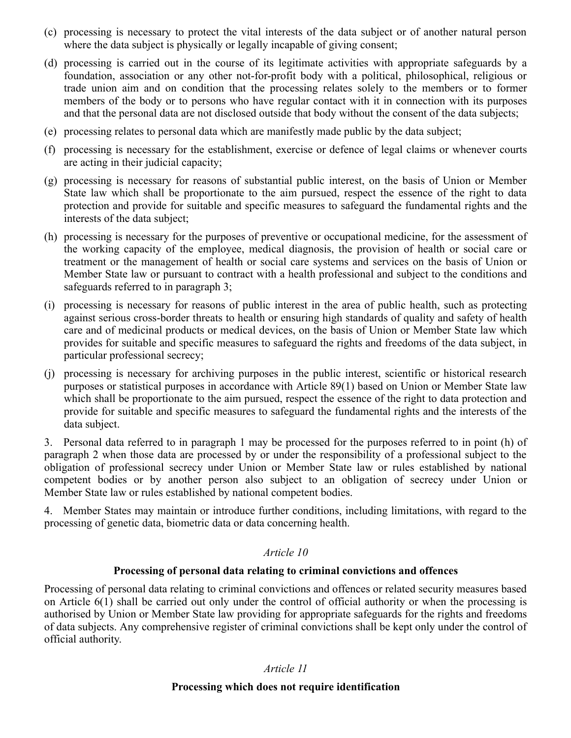(c) processing is necessary to protect the vital interests of the data subject or of another natural person where the data subject is physically or legally incapable of giving consent;

(d) processing is carried out in the course of its legitimate activities with appropriate safeguards by a foundation, association or any other not-for-profit body with a political, philosophical, religious or trade union aim and on condition that the processing relates solely to the members or to former members of the body or to persons who have regular contact with it in connection with its purposes and that the personal data are not disclosed outside that body without the consent of the data subjects;

(e) processing relates to personal data which are manifestly made public by the data subject;

(f) processing is necessary for the establishment, exercise or defence of legal claims or whenever courts are acting in their judicial capacity;

(g) processing is necessary for reasons of substantial public interest, on the basis of Union or Member State law which shall be proportionate to the aim pursued, respect the essence of the right to data protection and provide for suitable and specific measures to safeguard the fundamental rights and the interests of the data subject;

(h) processing is necessary for the purposes of preventive or occupational medicine, for the assessment of the working capacity of the employee, medical diagnosis, the provision of health or social care or treatment or the management of health or social care systems and services on the basis of Union or Member State law or pursuant to contract with a health professional and subject to the conditions and safeguards referred to in paragraph 3;

(i) processing is necessary for reasons of public interest in the area of public health, such as protecting against serious cross-border threats to health or ensuring high standards of quality and safety of health care and of medicinal products or medical devices, on the basis of Union or Member State law which provides for suitable and specific measures to safeguard the rights and freedoms of the data subject, in particular professional secrecy;

(j) processing is necessary for archiving purposes in the public interest, scientific or historical research purposes or statistical purposes in accordance with Article 89(1) based on Union or Member State law which shall be proportionate to the aim pursued, respect the essence of the right to data protection and provide for suitable and specific measures to safeguard the fundamental rights and the interests of the data subject.

3. Personal data referred to in paragraph 1 may be processed for the purposes referred to in point (h) of paragraph 2 when those data are processed by or under the responsibility of a professional subject to the obligation of professional secrecy under Union or Member State law or rules established by national competent bodies or by another person also subject to an obligation of secrecy under Union or Member State law or rules established by national competent bodies.

4. Member States may maintain or introduce further conditions, including limitations, with regard to the processing of genetic data, biometric data or data concerning health.

## *Article 10*

### Processing of personal data relating to criminal convictions and offences

Processing of personal data relating to criminal convictions and offences or related security measures based on Article 6(1) shall be carried out only under the control of official authority or when the processing is authorised by Union or Member State law providing for appropriate safeguards for the rights and freedoms of data subjects. Any comprehensive register of criminal convictions shall be kept only under the control of official authority.

## *Article 11*

### Processing which does not require identification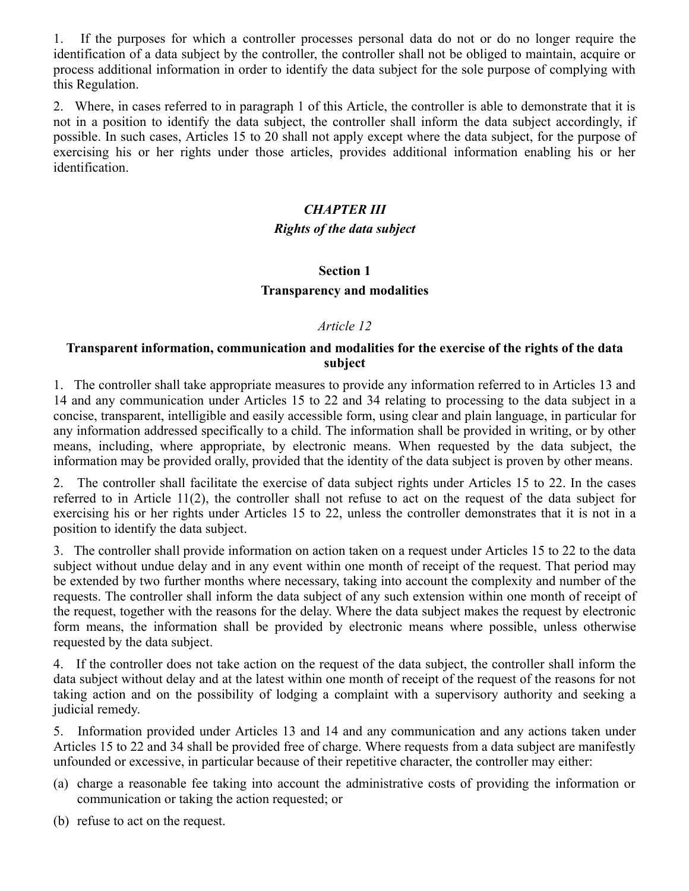1. If the purposes for which a controller processes personal data do not or do no longer require the identification of a data subject by the controller, the controller shall not be obliged to maintain, acquire or process additional information in order to identify the data subject for the sole purpose of complying with this Regulation.

2. Where, in cases referred to in paragraph 1 of this Article, the controller is able to demonstrate that it is not in a position to identify the data subject, the controller shall inform the data subject accordingly, if possible. In such cases, Articles 15 to 20 shall not apply except where the data subject, for the purpose of exercising his or her rights under those articles, provides additional information enabling his or her identification.

## *CHAPTER III*

## *Rights of the data subject*

### Section 1

### Transparency and modalities

#### *Article 12*

#### Transparent information, communication and modalities for the exercise of the rights of the data subject

1. The controller shall take appropriate measures to provide any information referred to in Articles 13 and 14 and any communication under Articles 15 to 22 and 34 relating to processing to the data subject in a concise, transparent, intelligible and easily accessible form, using clear and plain language, in particular for any information addressed specifically to a child. The information shall be provided in writing, or by other means, including, where appropriate, by electronic means. When requested by the data subject, the information may be provided orally, provided that the identity of the data subject is proven by other means.

2. The controller shall facilitate the exercise of data subject rights under Articles 15 to 22. In the cases referred to in Article 11(2), the controller shall not refuse to act on the request of the data subject for exercising his or her rights under Articles 15 to 22, unless the controller demonstrates that it is not in a position to identify the data subject.

3. The controller shall provide information on action taken on a request under Articles 15 to 22 to the data subject without undue delay and in any event within one month of receipt of the request. That period may be extended by two further months where necessary, taking into account the complexity and number of the requests. The controller shall inform the data subject of any such extension within one month of receipt of the request, together with the reasons for the delay. Where the data subject makes the request by electronic form means, the information shall be provided by electronic means where possible, unless otherwise requested by the data subject.

4. If the controller does not take action on the request of the data subject, the controller shall inform the data subject without delay and at the latest within one month of receipt of the request of the reasons for not taking action and on the possibility of lodging a complaint with a supervisory authority and seeking a judicial remedy.

5. Information provided under Articles 13 and 14 and any communication and any actions taken under Articles 15 to 22 and 34 shall be provided free of charge. Where requests from a data subject are manifestly unfounded or excessive, in particular because of their repetitive character, the controller may either:

(a) charge a reasonable fee taking into account the administrative costs of providing the information or communication or taking the action requested; or

(b) refuse to act on the request.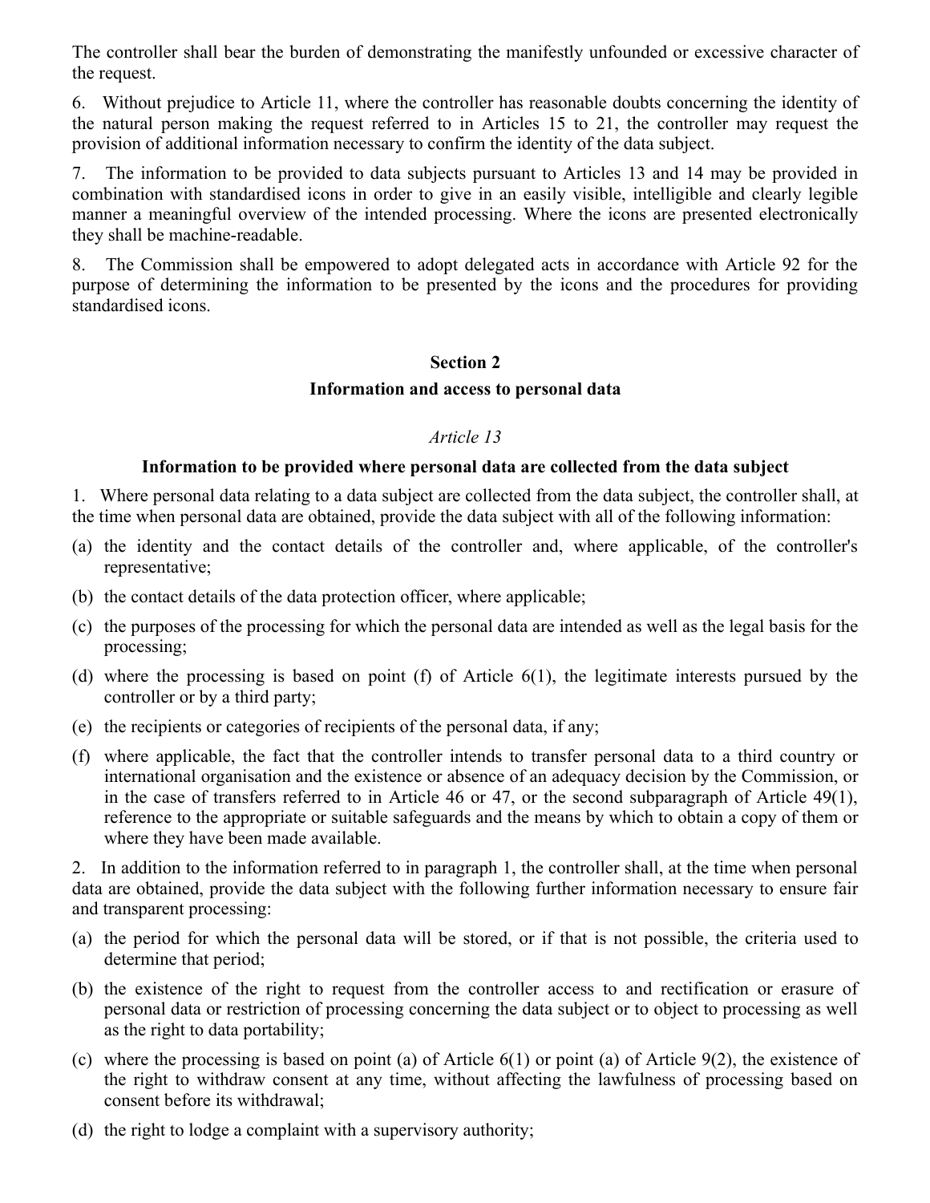The controller shall bear the burden of demonstrating the manifestly unfounded or excessive character of the request.

6. Without prejudice to Article 11, where the controller has reasonable doubts concerning the identity of the natural person making the request referred to in Articles 15 to 21, the controller may request the provision of additional information necessary to confirm the identity of the data subject.

7. The information to be provided to data subjects pursuant to Articles 13 and 14 may be provided in combination with standardised icons in order to give in an easily visible, intelligible and clearly legible manner a meaningful overview of the intended processing. Where the icons are presented electronically they shall be machine-readable.

8. The Commission shall be empowered to adopt delegated acts in accordance with Article 92 for the purpose of determining the information to be presented by the icons and the procedures for providing standardised icons.

## Section 2

## Information and access to personal data

### *Article 13*

### Information to be provided where personal data are collected from the data subject

1. Where personal data relating to a data subject are collected from the data subject, the controller shall, at the time when personal data are obtained, provide the data subject with all of the following information:

(a) the identity and the contact details of the controller and, where applicable, of the controller's representative;

(b) the contact details of the data protection officer, where applicable;

(c) the purposes of the processing for which the personal data are intended as well as the legal basis for the processing;

(d) where the processing is based on point (f) of Article 6(1), the legitimate interests pursued by the controller or by a third party;

(e) the recipients or categories of recipients of the personal data, if any;

(f) where applicable, the fact that the controller intends to transfer personal data to a third country or international organisation and the existence or absence of an adequacy decision by the Commission, or in the case of transfers referred to in Article 46 or 47, or the second subparagraph of Article 49(1), reference to the appropriate or suitable safeguards and the means by which to obtain a copy of them or where they have been made available.

2. In addition to the information referred to in paragraph 1, the controller shall, at the time when personal data are obtained, provide the data subject with the following further information necessary to ensure fair and transparent processing:

(a) the period for which the personal data will be stored, or if that is not possible, the criteria used to determine that period;

(b) the existence of the right to request from the controller access to and rectification or erasure of personal data or restriction of processing concerning the data subject or to object to processing as well as the right to data portability;

(c) where the processing is based on point (a) of Article 6(1) or point (a) of Article 9(2), the existence of the right to withdraw consent at any time, without affecting the lawfulness of processing based on consent before its withdrawal;

(d) the right to lodge a complaint with a supervisory authority;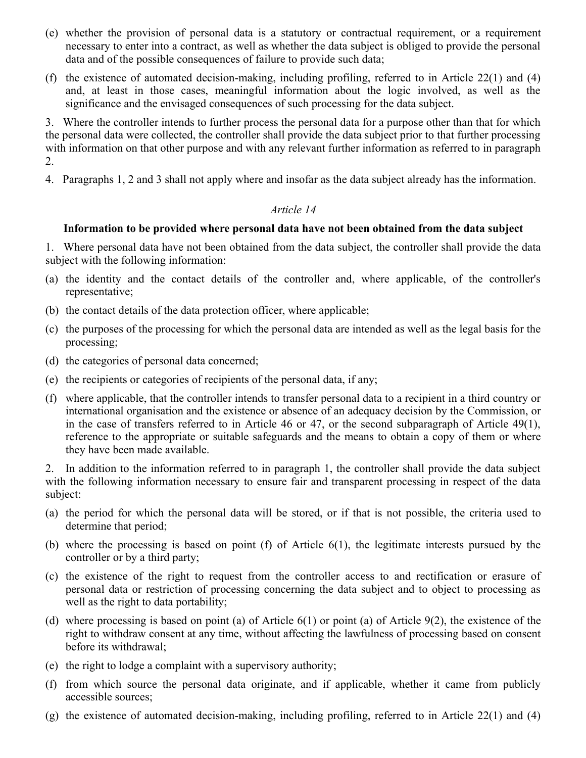(e) whether the provision of personal data is a statutory or contractual requirement, or a requirement necessary to enter into a contract, as well as whether the data subject is obliged to provide the personal data and of the possible consequences of failure to provide such data;

(f) the existence of automated decision-making, including profiling, referred to in Article 22(1) and (4) and, at least in those cases, meaningful information about the logic involved, as well as the significance and the envisaged consequences of such processing for the data subject.

3. Where the controller intends to further process the personal data for a purpose other than that for which the personal data were collected, the controller shall provide the data subject prior to that further processing with information on that other purpose and with any relevant further information as referred to in paragraph 2.

4. Paragraphs 1, 2 and 3 shall not apply where and insofar as the data subject already has the information.

*Article 14*

**Information to be provided where personal data have not been obtained from the data subject**

1. Where personal data have not been obtained from the data subject, the controller shall provide the data subject with the following information:

(a) the identity and the contact details of the controller and, where applicable, of the controller's representative;

(b) the contact details of the data protection officer, where applicable;

(c) the purposes of the processing for which the personal data are intended as well as the legal basis for the processing;

(d) the categories of personal data concerned;

(e) the recipients or categories of recipients of the personal data, if any;

(f) where applicable, that the controller intends to transfer personal data to a recipient in a third country or international organisation and the existence or absence of an adequacy decision by the Commission, or in the case of transfers referred to in Article 46 or 47, or the second subparagraph of Article 49(1), reference to the appropriate or suitable safeguards and the means to obtain a copy of them or where they have been made available.

2. In addition to the information referred to in paragraph 1, the controller shall provide the data subject with the following information necessary to ensure fair and transparent processing in respect of the data subject:

(a) the period for which the personal data will be stored, or if that is not possible, the criteria used to determine that period;

(b) where the processing is based on point (f) of Article 6(1), the legitimate interests pursued by the controller or by a third party;

(c) the existence of the right to request from the controller access to and rectification or erasure of personal data or restriction of processing concerning the data subject and to object to processing as well as the right to data portability;

(d) where processing is based on point (a) of Article 6(1) or point (a) of Article 9(2), the existence of the right to withdraw consent at any time, without affecting the lawfulness of processing based on consent before its withdrawal;

(e) the right to lodge a complaint with a supervisory authority;

(f) from which source the personal data originate, and if applicable, whether it came from publicly accessible sources;

(g) the existence of automated decision-making, including profiling, referred to in Article 22(1) and (4)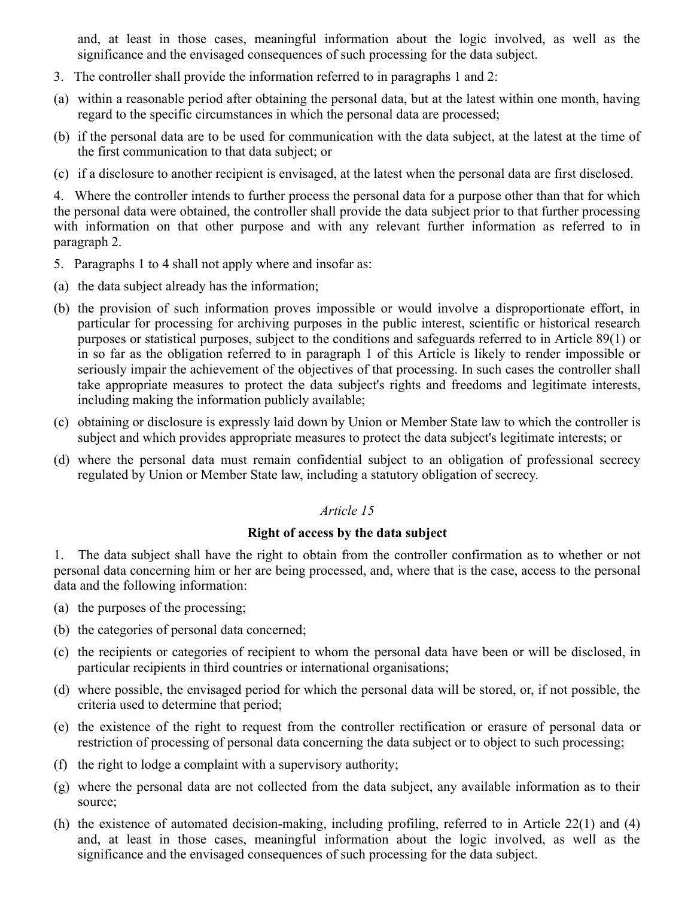and, at least in those cases, meaningful information about the logic involved, as well as the significance and the envisaged consequences of such processing for the data subject.

3. The controller shall provide the information referred to in paragraphs 1 and 2:

(a) within a reasonable period after obtaining the personal data, but at the latest within one month, having regard to the specific circumstances in which the personal data are processed;

(b) if the personal data are to be used for communication with the data subject, at the latest at the time of the first communication to that data subject; or

(c) if a disclosure to another recipient is envisaged, at the latest when the personal data are first disclosed.

4. Where the controller intends to further process the personal data for a purpose other than that for which the personal data were obtained, the controller shall provide the data subject prior to that further processing with information on that other purpose and with any relevant further information as referred to in paragraph 2.

5. Paragraphs 1 to 4 shall not apply where and insofar as:

(a) the data subject already has the information;

(b) the provision of such information proves impossible or would involve a disproportionate effort, in particular for processing for archiving purposes in the public interest, scientific or historical research purposes or statistical purposes, subject to the conditions and safeguards referred to in Article 89(1) or in so far as the obligation referred to in paragraph 1 of this Article is likely to render impossible or seriously impair the achievement of the objectives of that processing. In such cases the controller shall take appropriate measures to protect the data subject's rights and freedoms and legitimate interests, including making the information publicly available;

(c) obtaining or disclosure is expressly laid down by Union or Member State law to which the controller is subject and which provides appropriate measures to protect the data subject's legitimate interests; or

(d) where the personal data must remain confidential subject to an obligation of professional secrecy regulated by Union or Member State law, including a statutory obligation of secrecy.

## *Article 15*

## **Right of access by the data subject**

1. The data subject shall have the right to obtain from the controller confirmation as to whether or not personal data concerning him or her are being processed, and, where that is the case, access to the personal data and the following information:

(a) the purposes of the processing;

(b) the categories of personal data concerned;

(c) the recipients or categories of recipient to whom the personal data have been or will be disclosed, in particular recipients in third countries or international organisations;

(d) where possible, the envisaged period for which the personal data will be stored, or, if not possible, the criteria used to determine that period;

(e) the existence of the right to request from the controller rectification or erasure of personal data or restriction of processing of personal data concerning the data subject or to object to such processing;

(f) the right to lodge a complaint with a supervisory authority;

(g) where the personal data are not collected from the data subject, any available information as to their source;

(h) the existence of automated decision-making, including profiling, referred to in Article 22(1) and (4) and, at least in those cases, meaningful information about the logic involved, as well as the significance and the envisaged consequences of such processing for the data subject.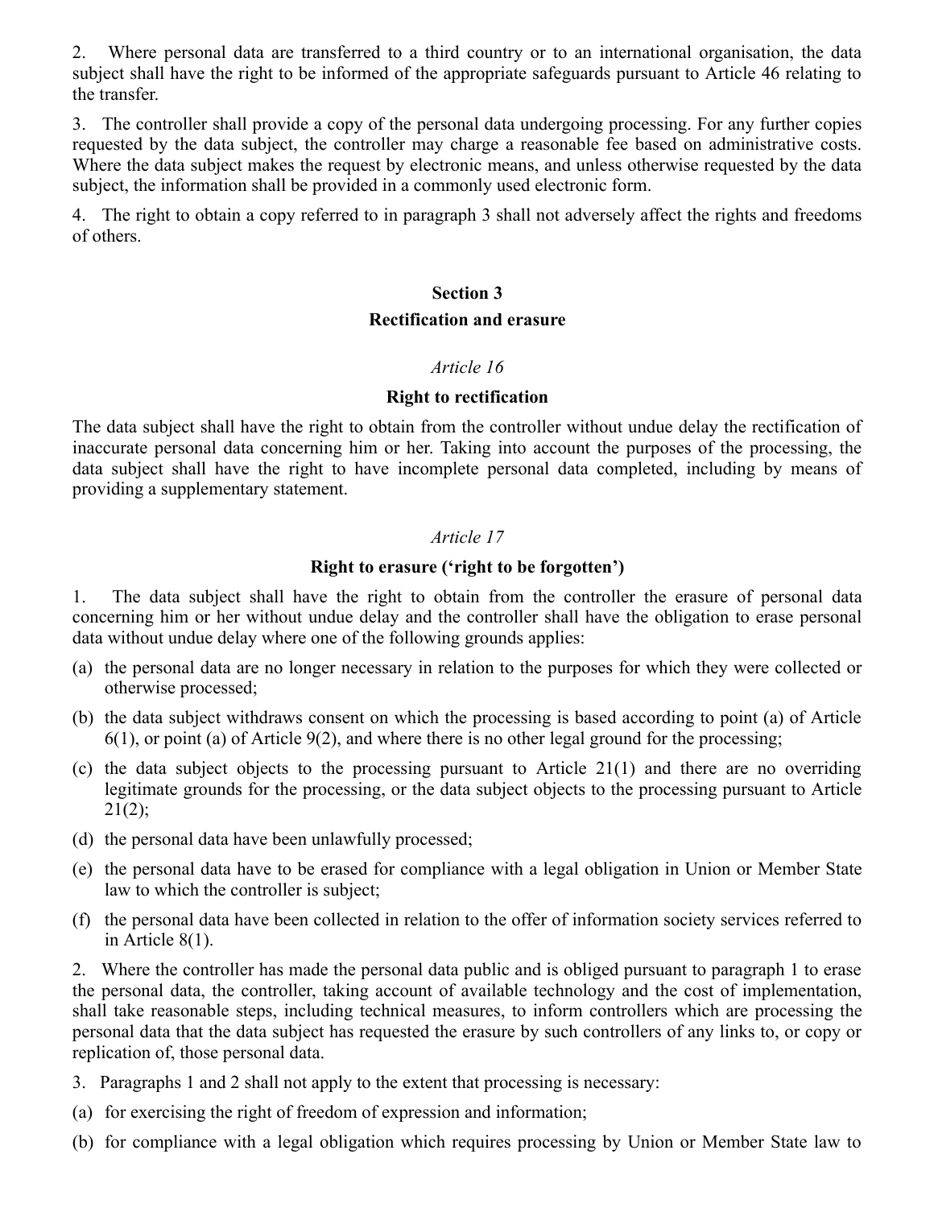2. Where personal data are transferred to a third country or to an international organisation, the data subject shall have the right to be informed of the appropriate safeguards pursuant to Article 46 relating to the transfer.

3. The controller shall provide a copy of the personal data undergoing processing. For any further copies requested by the data subject, the controller may charge a reasonable fee based on administrative costs. Where the data subject makes the request by electronic means, and unless otherwise requested by the data subject, the information shall be provided in a commonly used electronic form.

4. The right to obtain a copy referred to in paragraph 3 shall not adversely affect the rights and freedoms of others.

## Section 3
## Rectification and erasure

*Article 16*

### Right to rectification

The data subject shall have the right to obtain from the controller without undue delay the rectification of inaccurate personal data concerning him or her. Taking into account the purposes of the processing, the data subject shall have the right to have incomplete personal data completed, including by means of providing a supplementary statement.

*Article 17*

### Right to erasure ('right to be forgotten')

1. The data subject shall have the right to obtain from the controller the erasure of personal data concerning him or her without undue delay and the controller shall have the obligation to erase personal data without undue delay where one of the following grounds applies:

(a) the personal data are no longer necessary in relation to the purposes for which they were collected or otherwise processed;

(b) the data subject withdraws consent on which the processing is based according to point (a) of Article 6(1), or point (a) of Article 9(2), and where there is no other legal ground for the processing;

(c) the data subject objects to the processing pursuant to Article 21(1) and there are no overriding legitimate grounds for the processing, or the data subject objects to the processing pursuant to Article 21(2);

(d) the personal data have been unlawfully processed;

(e) the personal data have to be erased for compliance with a legal obligation in Union or Member State law to which the controller is subject;

(f) the personal data have been collected in relation to the offer of information society services referred to in Article 8(1).

2. Where the controller has made the personal data public and is obliged pursuant to paragraph 1 to erase the personal data, the controller, taking account of available technology and the cost of implementation, shall take reasonable steps, including technical measures, to inform controllers which are processing the personal data that the data subject has requested the erasure by such controllers of any links to, or copy or replication of, those personal data.

3. Paragraphs 1 and 2 shall not apply to the extent that processing is necessary:

(a) for exercising the right of freedom of expression and information;

(b) for compliance with a legal obligation which requires processing by Union or Member State law to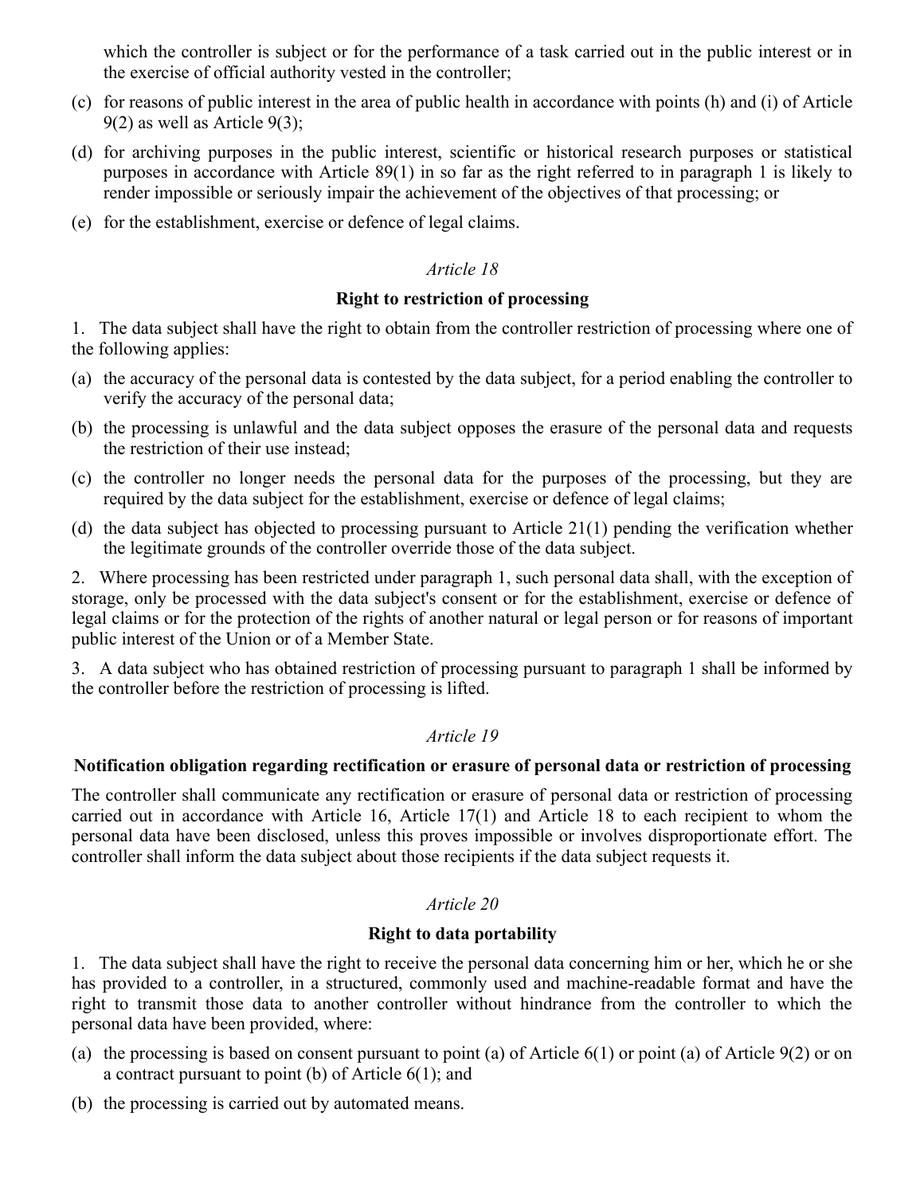which the controller is subject or for the performance of a task carried out in the public interest or in the exercise of official authority vested in the controller;

(c) for reasons of public interest in the area of public health in accordance with points (h) and (i) of Article 9(2) as well as Article 9(3);

(d) for archiving purposes in the public interest, scientific or historical research purposes or statistical purposes in accordance with Article 89(1) in so far as the right referred to in paragraph 1 is likely to render impossible or seriously impair the achievement of the objectives of that processing; or

(e) for the establishment, exercise or defence of legal claims.

### *Article 18*

### **Right to restriction of processing**

1. The data subject shall have the right to obtain from the controller restriction of processing where one of the following applies:

(a) the accuracy of the personal data is contested by the data subject, for a period enabling the controller to verify the accuracy of the personal data;

(b) the processing is unlawful and the data subject opposes the erasure of the personal data and requests the restriction of their use instead;

(c) the controller no longer needs the personal data for the purposes of the processing, but they are required by the data subject for the establishment, exercise or defence of legal claims;

(d) the data subject has objected to processing pursuant to Article 21(1) pending the verification whether the legitimate grounds of the controller override those of the data subject.

2. Where processing has been restricted under paragraph 1, such personal data shall, with the exception of storage, only be processed with the data subject's consent or for the establishment, exercise or defence of legal claims or for the protection of the rights of another natural or legal person or for reasons of important public interest of the Union or of a Member State.

3. A data subject who has obtained restriction of processing pursuant to paragraph 1 shall be informed by the controller before the restriction of processing is lifted.

### *Article 19*

### **Notification obligation regarding rectification or erasure of personal data or restriction of processing**

The controller shall communicate any rectification or erasure of personal data or restriction of processing carried out in accordance with Article 16, Article 17(1) and Article 18 to each recipient to whom the personal data have been disclosed, unless this proves impossible or involves disproportionate effort. The controller shall inform the data subject about those recipients if the data subject requests it.

### *Article 20*

### **Right to data portability**

1. The data subject shall have the right to receive the personal data concerning him or her, which he or she has provided to a controller, in a structured, commonly used and machine-readable format and have the right to transmit those data to another controller without hindrance from the controller to which the personal data have been provided, where:

(a) the processing is based on consent pursuant to point (a) of Article 6(1) or point (a) of Article 9(2) or on a contract pursuant to point (b) of Article 6(1); and

(b) the processing is carried out by automated means.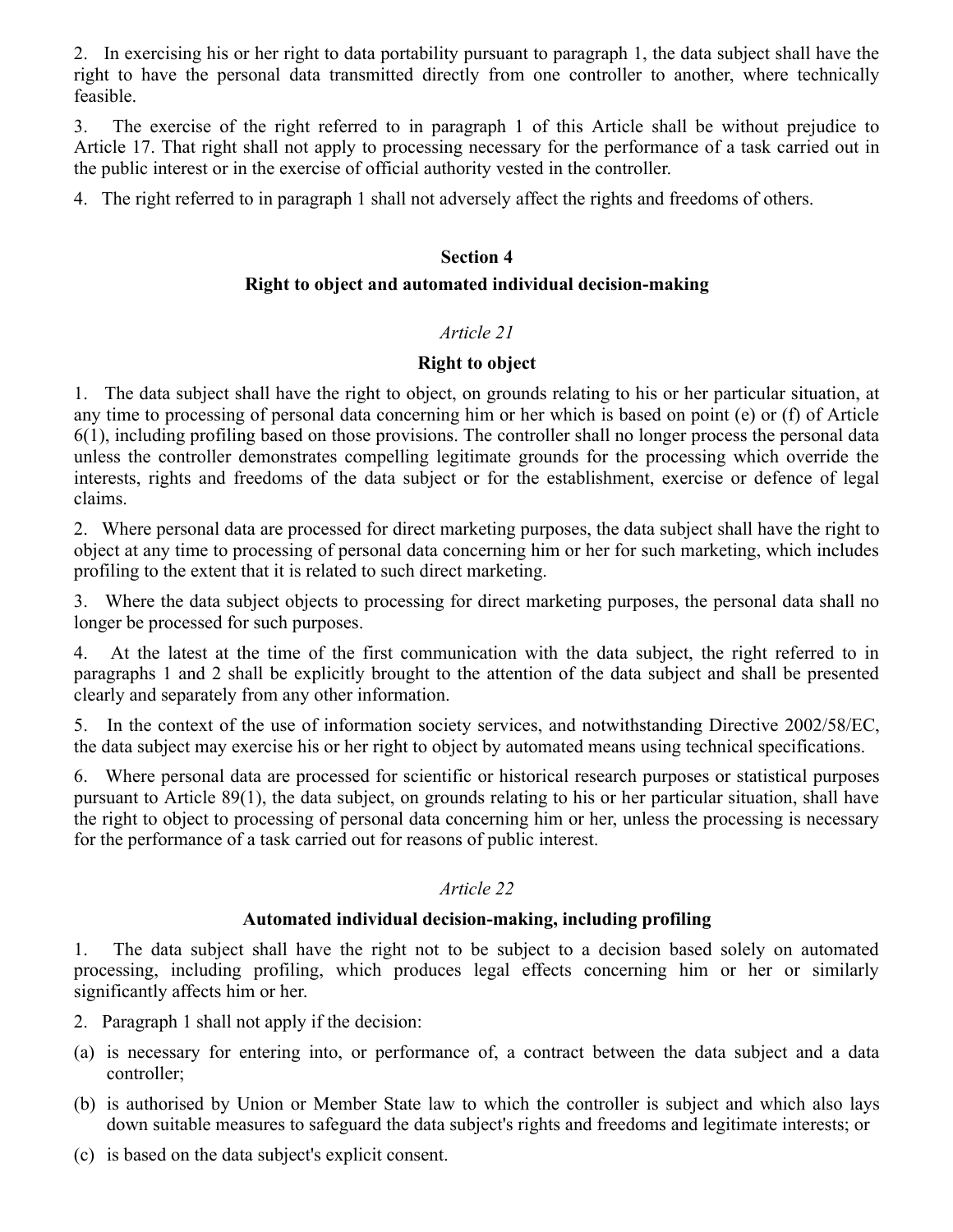2. In exercising his or her right to data portability pursuant to paragraph 1, the data subject shall have the right to have the personal data transmitted directly from one controller to another, where technically feasible.

3. The exercise of the right referred to in paragraph 1 of this Article shall be without prejudice to Article 17. That right shall not apply to processing necessary for the performance of a task carried out in the public interest or in the exercise of official authority vested in the controller.

4. The right referred to in paragraph 1 shall not adversely affect the rights and freedoms of others.

## Section 4

## Right to object and automated individual decision-making

### *Article 21*

### Right to object

1. The data subject shall have the right to object, on grounds relating to his or her particular situation, at any time to processing of personal data concerning him or her which is based on point (e) or (f) of Article 6(1), including profiling based on those provisions. The controller shall no longer process the personal data unless the controller demonstrates compelling legitimate grounds for the processing which override the interests, rights and freedoms of the data subject or for the establishment, exercise or defence of legal claims.

2. Where personal data are processed for direct marketing purposes, the data subject shall have the right to object at any time to processing of personal data concerning him or her for such marketing, which includes profiling to the extent that it is related to such direct marketing.

3. Where the data subject objects to processing for direct marketing purposes, the personal data shall no longer be processed for such purposes.

4. At the latest at the time of the first communication with the data subject, the right referred to in paragraphs 1 and 2 shall be explicitly brought to the attention of the data subject and shall be presented clearly and separately from any other information.

5. In the context of the use of information society services, and notwithstanding Directive 2002/58/EC, the data subject may exercise his or her right to object by automated means using technical specifications.

6. Where personal data are processed for scientific or historical research purposes or statistical purposes pursuant to Article 89(1), the data subject, on grounds relating to his or her particular situation, shall have the right to object to processing of personal data concerning him or her, unless the processing is necessary for the performance of a task carried out for reasons of public interest.

### *Article 22*

### Automated individual decision-making, including profiling

1. The data subject shall have the right not to be subject to a decision based solely on automated processing, including profiling, which produces legal effects concerning him or her or similarly significantly affects him or her.

2. Paragraph 1 shall not apply if the decision:

(a) is necessary for entering into, or performance of, a contract between the data subject and a data controller;

(b) is authorised by Union or Member State law to which the controller is subject and which also lays down suitable measures to safeguard the data subject's rights and freedoms and legitimate interests; or

(c) is based on the data subject's explicit consent.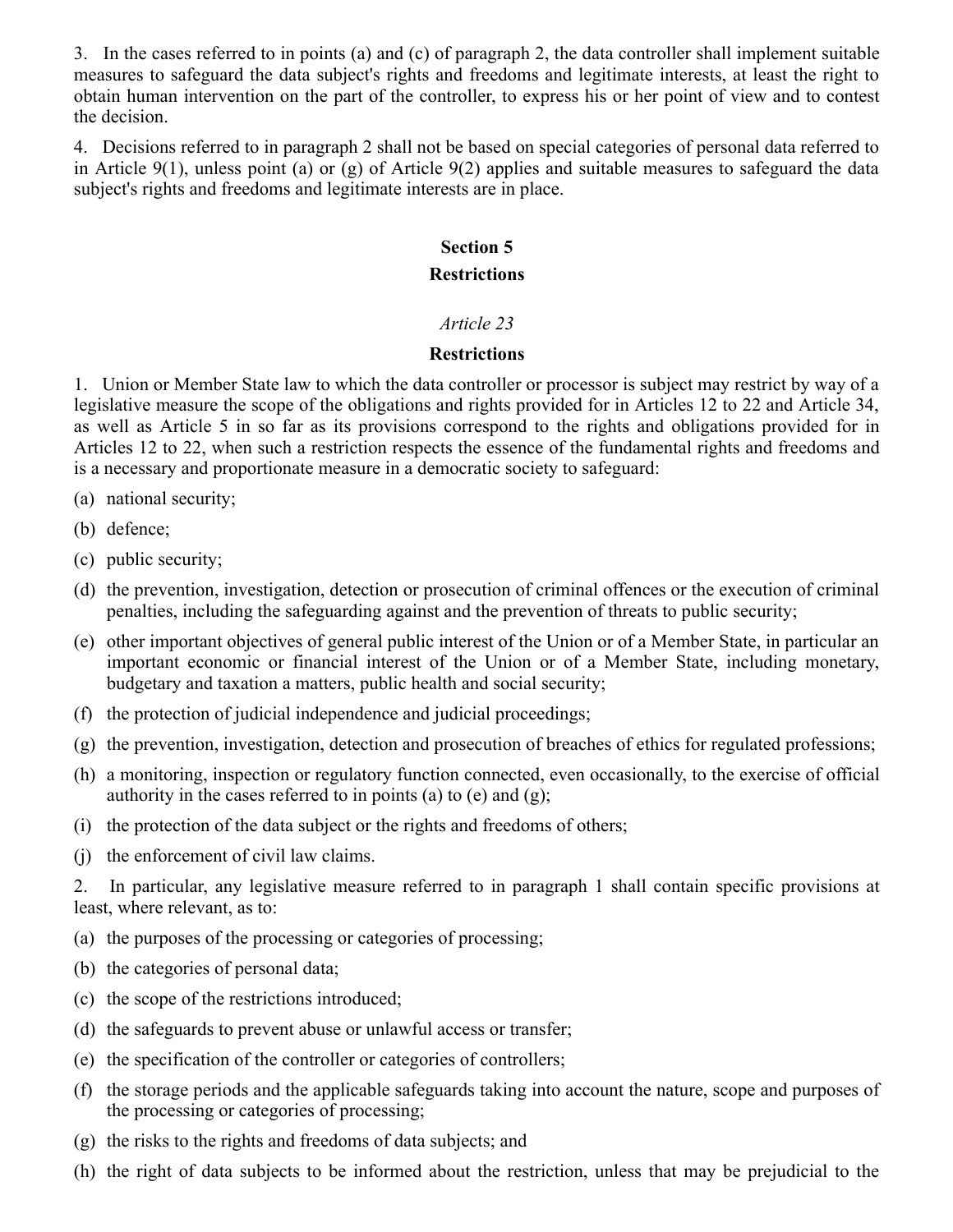3. In the cases referred to in points (a) and (c) of paragraph 2, the data controller shall implement suitable measures to safeguard the data subject's rights and freedoms and legitimate interests, at least the right to obtain human intervention on the part of the controller, to express his or her point of view and to contest the decision.

4. Decisions referred to in paragraph 2 shall not be based on special categories of personal data referred to in Article 9(1), unless point (a) or (g) of Article 9(2) applies and suitable measures to safeguard the data subject's rights and freedoms and legitimate interests are in place.

## Section 5

## Restrictions

*Article 23*

### Restrictions

1. Union or Member State law to which the data controller or processor is subject may restrict by way of a legislative measure the scope of the obligations and rights provided for in Articles 12 to 22 and Article 34, as well as Article 5 in so far as its provisions correspond to the rights and obligations provided for in Articles 12 to 22, when such a restriction respects the essence of the fundamental rights and freedoms and is a necessary and proportionate measure in a democratic society to safeguard:

(a) national security;

(b) defence;

(c) public security;

(d) the prevention, investigation, detection or prosecution of criminal offences or the execution of criminal penalties, including the safeguarding against and the prevention of threats to public security;

(e) other important objectives of general public interest of the Union or of a Member State, in particular an important economic or financial interest of the Union or of a Member State, including monetary, budgetary and taxation a matters, public health and social security;

(f) the protection of judicial independence and judicial proceedings;

(g) the prevention, investigation, detection and prosecution of breaches of ethics for regulated professions;

(h) a monitoring, inspection or regulatory function connected, even occasionally, to the exercise of official authority in the cases referred to in points (a) to (e) and (g);

(i) the protection of the data subject or the rights and freedoms of others;

(j) the enforcement of civil law claims.

2. In particular, any legislative measure referred to in paragraph 1 shall contain specific provisions at least, where relevant, as to:

(a) the purposes of the processing or categories of processing;

(b) the categories of personal data;

(c) the scope of the restrictions introduced;

(d) the safeguards to prevent abuse or unlawful access or transfer;

(e) the specification of the controller or categories of controllers;

(f) the storage periods and the applicable safeguards taking into account the nature, scope and purposes of the processing or categories of processing;

(g) the risks to the rights and freedoms of data subjects; and

(h) the right of data subjects to be informed about the restriction, unless that may be prejudicial to the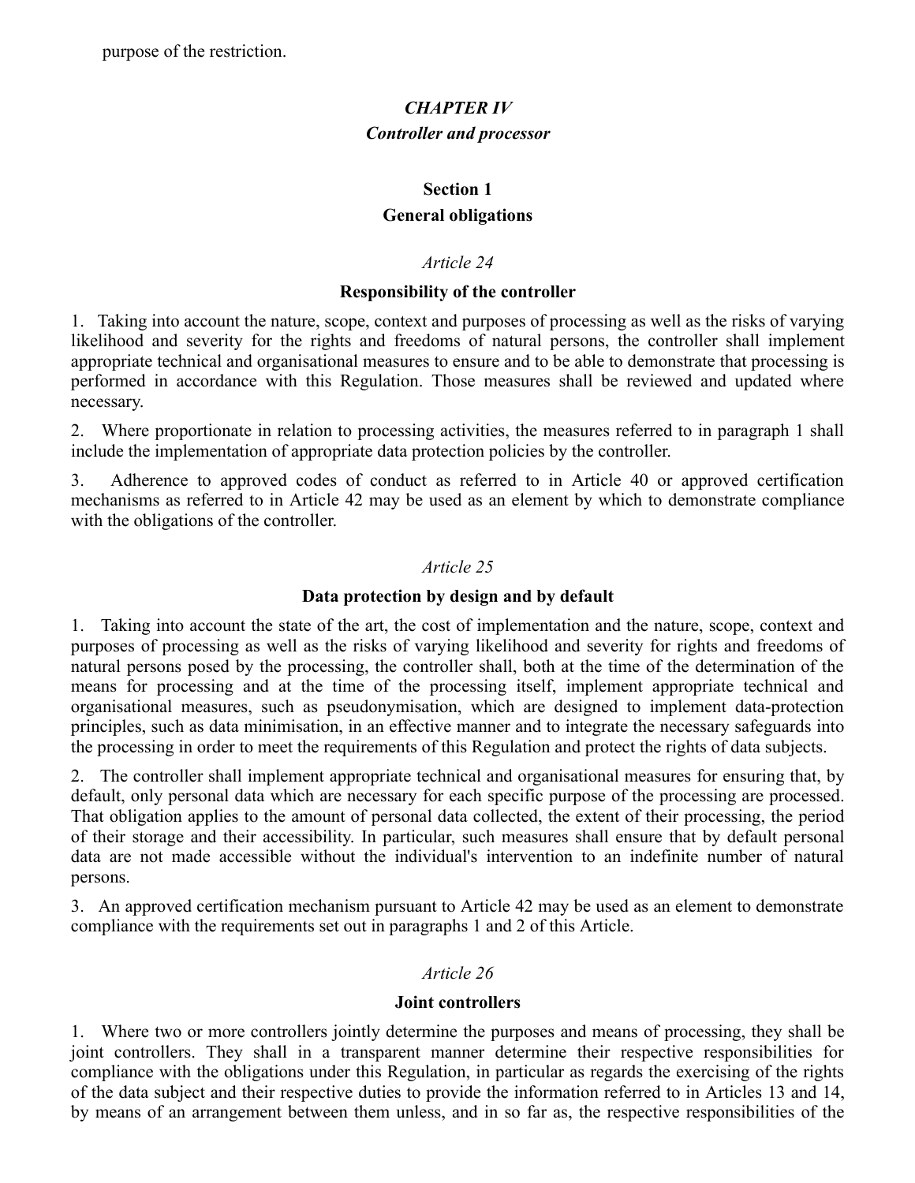purpose of the restriction.

## *CHAPTER IV*

## *Controller and processor*

### Section 1

### General obligations

*Article 24*

**Responsibility of the controller**

1. Taking into account the nature, scope, context and purposes of processing as well as the risks of varying likelihood and severity for the rights and freedoms of natural persons, the controller shall implement appropriate technical and organisational measures to ensure and to be able to demonstrate that processing is performed in accordance with this Regulation. Those measures shall be reviewed and updated where necessary.

2. Where proportionate in relation to processing activities, the measures referred to in paragraph 1 shall include the implementation of appropriate data protection policies by the controller.

3. Adherence to approved codes of conduct as referred to in Article 40 or approved certification mechanisms as referred to in Article 42 may be used as an element by which to demonstrate compliance with the obligations of the controller.

*Article 25*

**Data protection by design and by default**

1. Taking into account the state of the art, the cost of implementation and the nature, scope, context and purposes of processing as well as the risks of varying likelihood and severity for rights and freedoms of natural persons posed by the processing, the controller shall, both at the time of the determination of the means for processing and at the time of the processing itself, implement appropriate technical and organisational measures, such as pseudonymisation, which are designed to implement data-protection principles, such as data minimisation, in an effective manner and to integrate the necessary safeguards into the processing in order to meet the requirements of this Regulation and protect the rights of data subjects.

2. The controller shall implement appropriate technical and organisational measures for ensuring that, by default, only personal data which are necessary for each specific purpose of the processing are processed. That obligation applies to the amount of personal data collected, the extent of their processing, the period of their storage and their accessibility. In particular, such measures shall ensure that by default personal data are not made accessible without the individual's intervention to an indefinite number of natural persons.

3. An approved certification mechanism pursuant to Article 42 may be used as an element to demonstrate compliance with the requirements set out in paragraphs 1 and 2 of this Article.

*Article 26*

**Joint controllers**

1. Where two or more controllers jointly determine the purposes and means of processing, they shall be joint controllers. They shall in a transparent manner determine their respective responsibilities for compliance with the obligations under this Regulation, in particular as regards the exercising of the rights of the data subject and their respective duties to provide the information referred to in Articles 13 and 14, by means of an arrangement between them unless, and in so far as, the respective responsibilities of the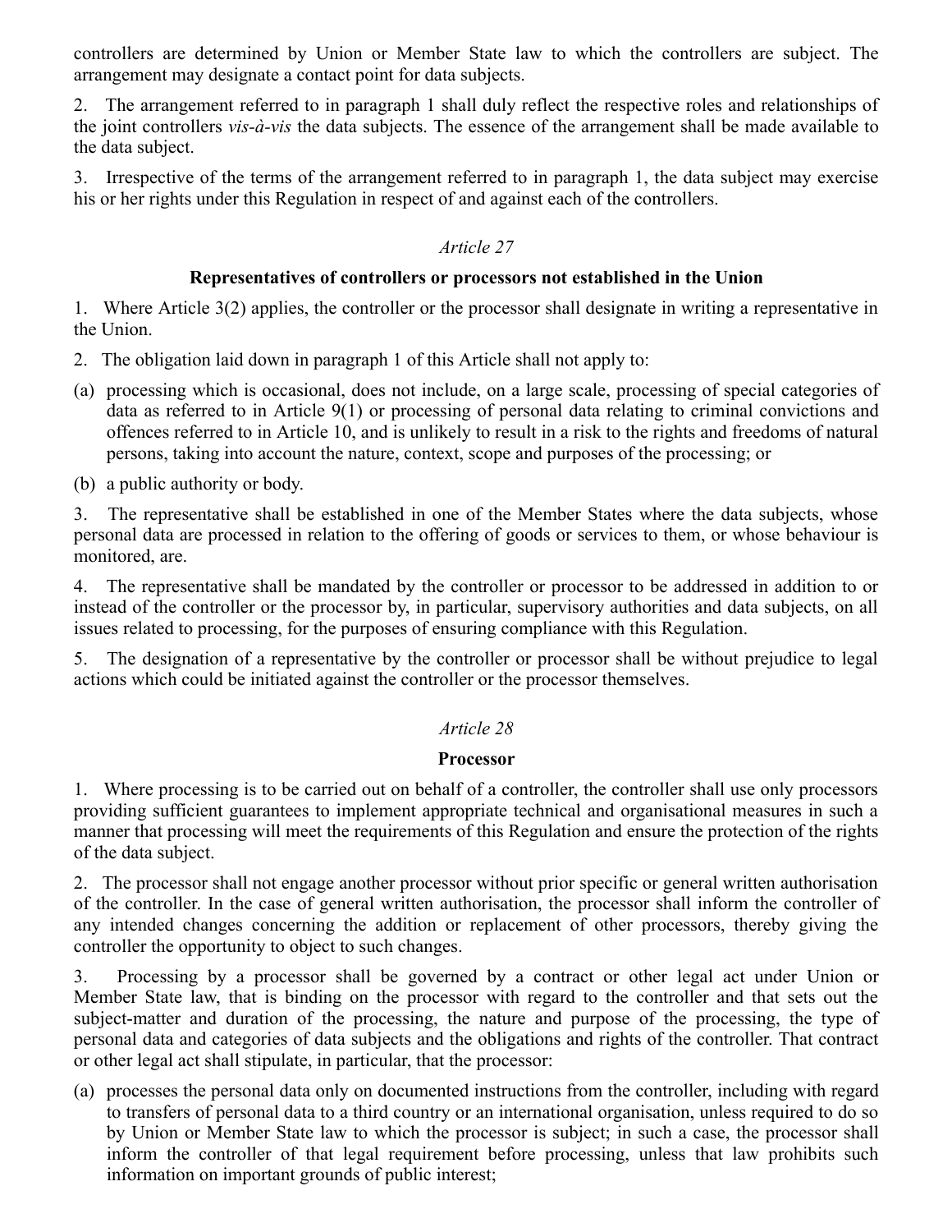controllers are determined by Union or Member State law to which the controllers are subject. The arrangement may designate a contact point for data subjects.

2. The arrangement referred to in paragraph 1 shall duly reflect the respective roles and relationships of the joint controllers *vis-à-vis* the data subjects. The essence of the arrangement shall be made available to the data subject.

3. Irrespective of the terms of the arrangement referred to in paragraph 1, the data subject may exercise his or her rights under this Regulation in respect of and against each of the controllers.

### *Article 27*

### **Representatives of controllers or processors not established in the Union**

1. Where Article 3(2) applies, the controller or the processor shall designate in writing a representative in the Union.

2. The obligation laid down in paragraph 1 of this Article shall not apply to:

(a) processing which is occasional, does not include, on a large scale, processing of special categories of data as referred to in Article 9(1) or processing of personal data relating to criminal convictions and offences referred to in Article 10, and is unlikely to result in a risk to the rights and freedoms of natural persons, taking into account the nature, context, scope and purposes of the processing; or

(b) a public authority or body.

3. The representative shall be established in one of the Member States where the data subjects, whose personal data are processed in relation to the offering of goods or services to them, or whose behaviour is monitored, are.

4. The representative shall be mandated by the controller or processor to be addressed in addition to or instead of the controller or the processor by, in particular, supervisory authorities and data subjects, on all issues related to processing, for the purposes of ensuring compliance with this Regulation.

5. The designation of a representative by the controller or processor shall be without prejudice to legal actions which could be initiated against the controller or the processor themselves.

### *Article 28*

### **Processor**

1. Where processing is to be carried out on behalf of a controller, the controller shall use only processors providing sufficient guarantees to implement appropriate technical and organisational measures in such a manner that processing will meet the requirements of this Regulation and ensure the protection of the rights of the data subject.

2. The processor shall not engage another processor without prior specific or general written authorisation of the controller. In the case of general written authorisation, the processor shall inform the controller of any intended changes concerning the addition or replacement of other processors, thereby giving the controller the opportunity to object to such changes.

3. Processing by a processor shall be governed by a contract or other legal act under Union or Member State law, that is binding on the processor with regard to the controller and that sets out the subject-matter and duration of the processing, the nature and purpose of the processing, the type of personal data and categories of data subjects and the obligations and rights of the controller. That contract or other legal act shall stipulate, in particular, that the processor:

(a) processes the personal data only on documented instructions from the controller, including with regard to transfers of personal data to a third country or an international organisation, unless required to do so by Union or Member State law to which the processor is subject; in such a case, the processor shall inform the controller of that legal requirement before processing, unless that law prohibits such information on important grounds of public interest;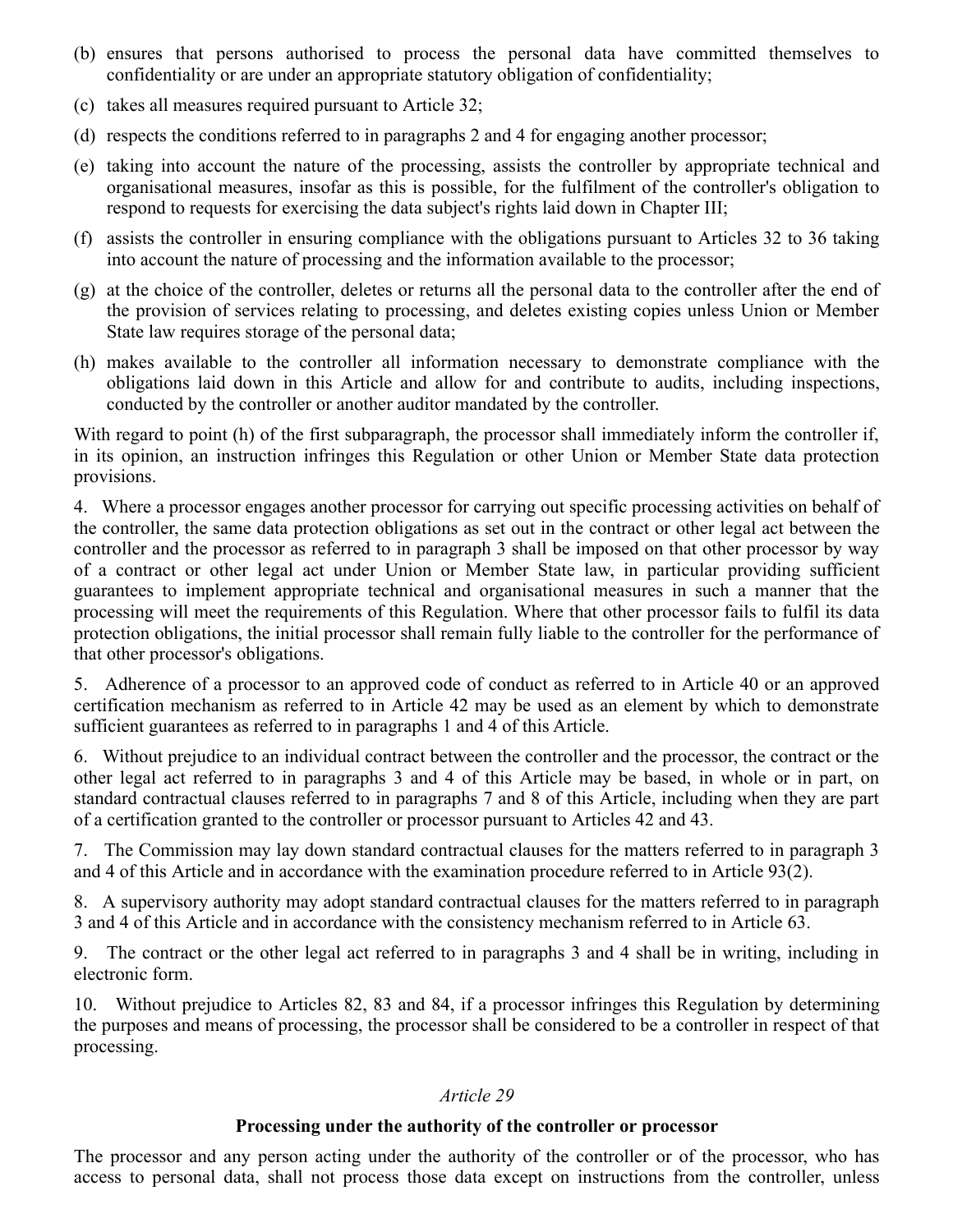(b) ensures that persons authorised to process the personal data have committed themselves to confidentiality or are under an appropriate statutory obligation of confidentiality;

(c) takes all measures required pursuant to Article 32;

(d) respects the conditions referred to in paragraphs 2 and 4 for engaging another processor;

(e) taking into account the nature of the processing, assists the controller by appropriate technical and organisational measures, insofar as this is possible, for the fulfilment of the controller's obligation to respond to requests for exercising the data subject's rights laid down in Chapter III;

(f) assists the controller in ensuring compliance with the obligations pursuant to Articles 32 to 36 taking into account the nature of processing and the information available to the processor;

(g) at the choice of the controller, deletes or returns all the personal data to the controller after the end of the provision of services relating to processing, and deletes existing copies unless Union or Member State law requires storage of the personal data;

(h) makes available to the controller all information necessary to demonstrate compliance with the obligations laid down in this Article and allow for and contribute to audits, including inspections, conducted by the controller or another auditor mandated by the controller.

With regard to point (h) of the first subparagraph, the processor shall immediately inform the controller if, in its opinion, an instruction infringes this Regulation or other Union or Member State data protection provisions.

4. Where a processor engages another processor for carrying out specific processing activities on behalf of the controller, the same data protection obligations as set out in the contract or other legal act between the controller and the processor as referred to in paragraph 3 shall be imposed on that other processor by way of a contract or other legal act under Union or Member State law, in particular providing sufficient guarantees to implement appropriate technical and organisational measures in such a manner that the processing will meet the requirements of this Regulation. Where that other processor fails to fulfil its data protection obligations, the initial processor shall remain fully liable to the controller for the performance of that other processor's obligations.

5. Adherence of a processor to an approved code of conduct as referred to in Article 40 or an approved certification mechanism as referred to in Article 42 may be used as an element by which to demonstrate sufficient guarantees as referred to in paragraphs 1 and 4 of this Article.

6. Without prejudice to an individual contract between the controller and the processor, the contract or the other legal act referred to in paragraphs 3 and 4 of this Article may be based, in whole or in part, on standard contractual clauses referred to in paragraphs 7 and 8 of this Article, including when they are part of a certification granted to the controller or processor pursuant to Articles 42 and 43.

7. The Commission may lay down standard contractual clauses for the matters referred to in paragraph 3 and 4 of this Article and in accordance with the examination procedure referred to in Article 93(2).

8. A supervisory authority may adopt standard contractual clauses for the matters referred to in paragraph 3 and 4 of this Article and in accordance with the consistency mechanism referred to in Article 63.

9. The contract or the other legal act referred to in paragraphs 3 and 4 shall be in writing, including in electronic form.

10. Without prejudice to Articles 82, 83 and 84, if a processor infringes this Regulation by determining the purposes and means of processing, the processor shall be considered to be a controller in respect of that processing.

*Article 29*

**Processing under the authority of the controller or processor**

The processor and any person acting under the authority of the controller or of the processor, who has access to personal data, shall not process those data except on instructions from the controller, unless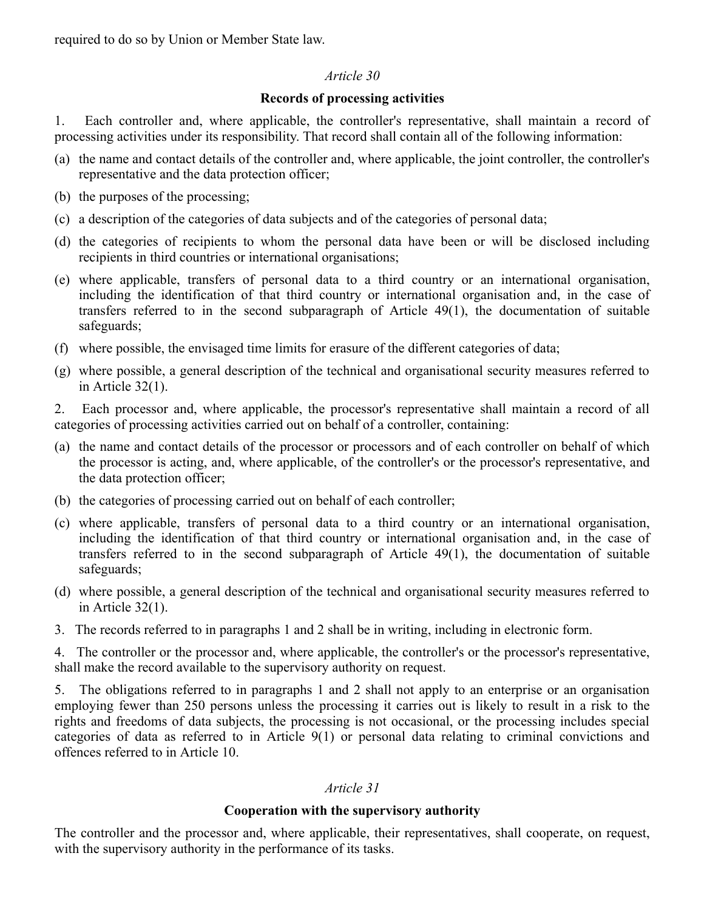required to do so by Union or Member State law.

*Article 30*

**Records of processing activities**

1. Each controller and, where applicable, the controller's representative, shall maintain a record of processing activities under its responsibility. That record shall contain all of the following information:

(a) the name and contact details of the controller and, where applicable, the joint controller, the controller's representative and the data protection officer;

(b) the purposes of the processing;

(c) a description of the categories of data subjects and of the categories of personal data;

(d) the categories of recipients to whom the personal data have been or will be disclosed including recipients in third countries or international organisations;

(e) where applicable, transfers of personal data to a third country or an international organisation, including the identification of that third country or international organisation and, in the case of transfers referred to in the second subparagraph of Article 49(1), the documentation of suitable safeguards;

(f) where possible, the envisaged time limits for erasure of the different categories of data;

(g) where possible, a general description of the technical and organisational security measures referred to in Article 32(1).

2. Each processor and, where applicable, the processor's representative shall maintain a record of all categories of processing activities carried out on behalf of a controller, containing:

(a) the name and contact details of the processor or processors and of each controller on behalf of which the processor is acting, and, where applicable, of the controller's or the processor's representative, and the data protection officer;

(b) the categories of processing carried out on behalf of each controller;

(c) where applicable, transfers of personal data to a third country or an international organisation, including the identification of that third country or international organisation and, in the case of transfers referred to in the second subparagraph of Article 49(1), the documentation of suitable safeguards;

(d) where possible, a general description of the technical and organisational security measures referred to in Article 32(1).

3. The records referred to in paragraphs 1 and 2 shall be in writing, including in electronic form.

4. The controller or the processor and, where applicable, the controller's or the processor's representative, shall make the record available to the supervisory authority on request.

5. The obligations referred to in paragraphs 1 and 2 shall not apply to an enterprise or an organisation employing fewer than 250 persons unless the processing it carries out is likely to result in a risk to the rights and freedoms of data subjects, the processing is not occasional, or the processing includes special categories of data as referred to in Article 9(1) or personal data relating to criminal convictions and offences referred to in Article 10.

*Article 31*

**Cooperation with the supervisory authority**

The controller and the processor and, where applicable, their representatives, shall cooperate, on request, with the supervisory authority in the performance of its tasks.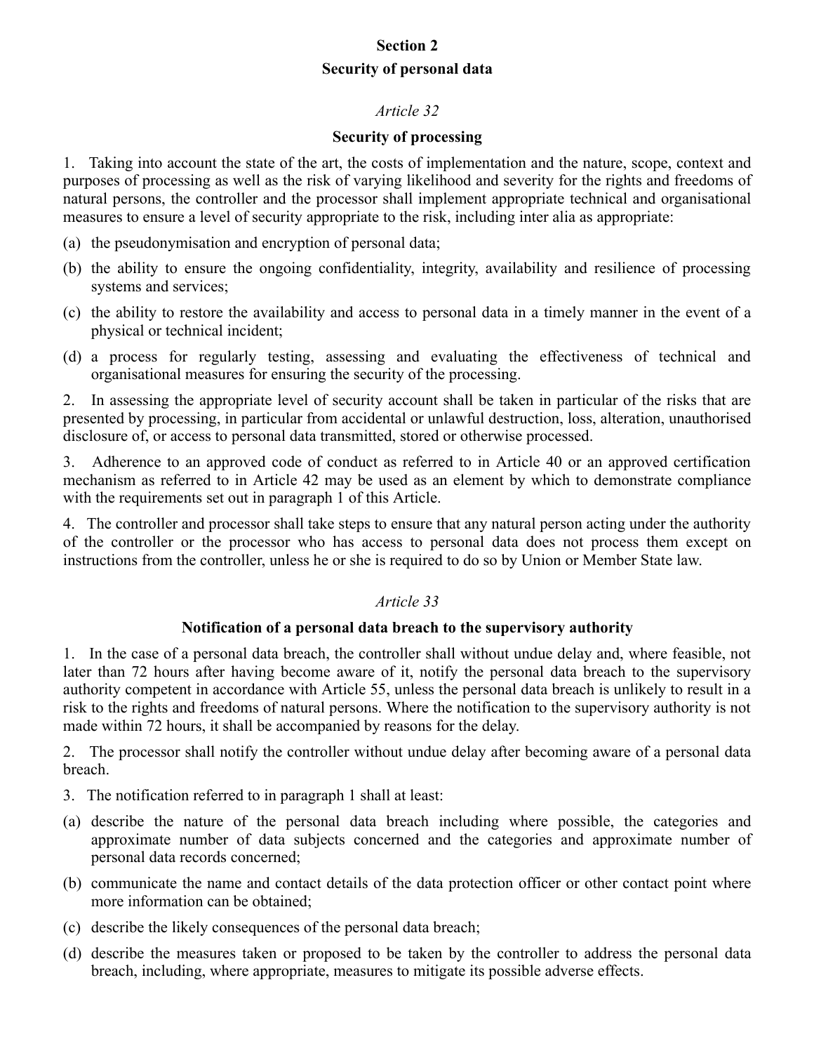## Section 2

## Security of personal data

### *Article 32*

### Security of processing

1. Taking into account the state of the art, the costs of implementation and the nature, scope, context and purposes of processing as well as the risk of varying likelihood and severity for the rights and freedoms of natural persons, the controller and the processor shall implement appropriate technical and organisational measures to ensure a level of security appropriate to the risk, including inter alia as appropriate:

(a) the pseudonymisation and encryption of personal data;

(b) the ability to ensure the ongoing confidentiality, integrity, availability and resilience of processing systems and services;

(c) the ability to restore the availability and access to personal data in a timely manner in the event of a physical or technical incident;

(d) a process for regularly testing, assessing and evaluating the effectiveness of technical and organisational measures for ensuring the security of the processing.

2. In assessing the appropriate level of security account shall be taken in particular of the risks that are presented by processing, in particular from accidental or unlawful destruction, loss, alteration, unauthorised disclosure of, or access to personal data transmitted, stored or otherwise processed.

3. Adherence to an approved code of conduct as referred to in Article 40 or an approved certification mechanism as referred to in Article 42 may be used as an element by which to demonstrate compliance with the requirements set out in paragraph 1 of this Article.

4. The controller and processor shall take steps to ensure that any natural person acting under the authority of the controller or the processor who has access to personal data does not process them except on instructions from the controller, unless he or she is required to do so by Union or Member State law.

### *Article 33*

### Notification of a personal data breach to the supervisory authority

1. In the case of a personal data breach, the controller shall without undue delay and, where feasible, not later than 72 hours after having become aware of it, notify the personal data breach to the supervisory authority competent in accordance with Article 55, unless the personal data breach is unlikely to result in a risk to the rights and freedoms of natural persons. Where the notification to the supervisory authority is not made within 72 hours, it shall be accompanied by reasons for the delay.

2. The processor shall notify the controller without undue delay after becoming aware of a personal data breach.

3. The notification referred to in paragraph 1 shall at least:

(a) describe the nature of the personal data breach including where possible, the categories and approximate number of data subjects concerned and the categories and approximate number of personal data records concerned;

(b) communicate the name and contact details of the data protection officer or other contact point where more information can be obtained;

(c) describe the likely consequences of the personal data breach;

(d) describe the measures taken or proposed to be taken by the controller to address the personal data breach, including, where appropriate, measures to mitigate its possible adverse effects.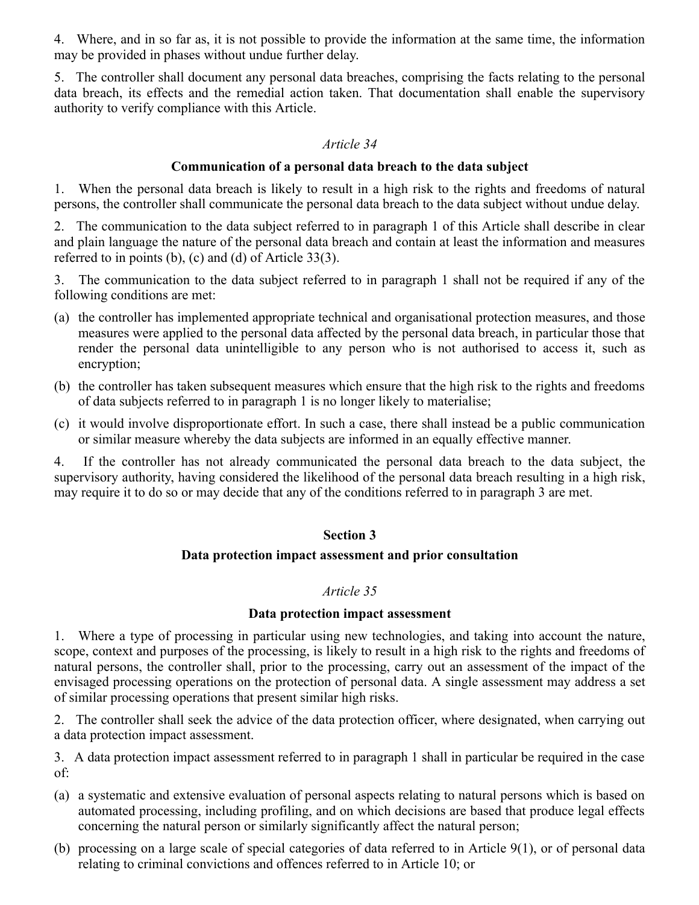4. Where, and in so far as, it is not possible to provide the information at the same time, the information may be provided in phases without undue further delay.

5. The controller shall document any personal data breaches, comprising the facts relating to the personal data breach, its effects and the remedial action taken. That documentation shall enable the supervisory authority to verify compliance with this Article.

### *Article 34*

### Communication of a personal data breach to the data subject

1. When the personal data breach is likely to result in a high risk to the rights and freedoms of natural persons, the controller shall communicate the personal data breach to the data subject without undue delay.

2. The communication to the data subject referred to in paragraph 1 of this Article shall describe in clear and plain language the nature of the personal data breach and contain at least the information and measures referred to in points (b), (c) and (d) of Article 33(3).

3. The communication to the data subject referred to in paragraph 1 shall not be required if any of the following conditions are met:

(a) the controller has implemented appropriate technical and organisational protection measures, and those measures were applied to the personal data affected by the personal data breach, in particular those that render the personal data unintelligible to any person who is not authorised to access it, such as encryption;

(b) the controller has taken subsequent measures which ensure that the high risk to the rights and freedoms of data subjects referred to in paragraph 1 is no longer likely to materialise;

(c) it would involve disproportionate effort. In such a case, there shall instead be a public communication or similar measure whereby the data subjects are informed in an equally effective manner.

4. If the controller has not already communicated the personal data breach to the data subject, the supervisory authority, having considered the likelihood of the personal data breach resulting in a high risk, may require it to do so or may decide that any of the conditions referred to in paragraph 3 are met.

## Section 3

## Data protection impact assessment and prior consultation

### *Article 35*

### Data protection impact assessment

1. Where a type of processing in particular using new technologies, and taking into account the nature, scope, context and purposes of the processing, is likely to result in a high risk to the rights and freedoms of natural persons, the controller shall, prior to the processing, carry out an assessment of the impact of the envisaged processing operations on the protection of personal data. A single assessment may address a set of similar processing operations that present similar high risks.

2. The controller shall seek the advice of the data protection officer, where designated, when carrying out a data protection impact assessment.

3. A data protection impact assessment referred to in paragraph 1 shall in particular be required in the case of:

(a) a systematic and extensive evaluation of personal aspects relating to natural persons which is based on automated processing, including profiling, and on which decisions are based that produce legal effects concerning the natural person or similarly significantly affect the natural person;

(b) processing on a large scale of special categories of data referred to in Article 9(1), or of personal data relating to criminal convictions and offences referred to in Article 10; or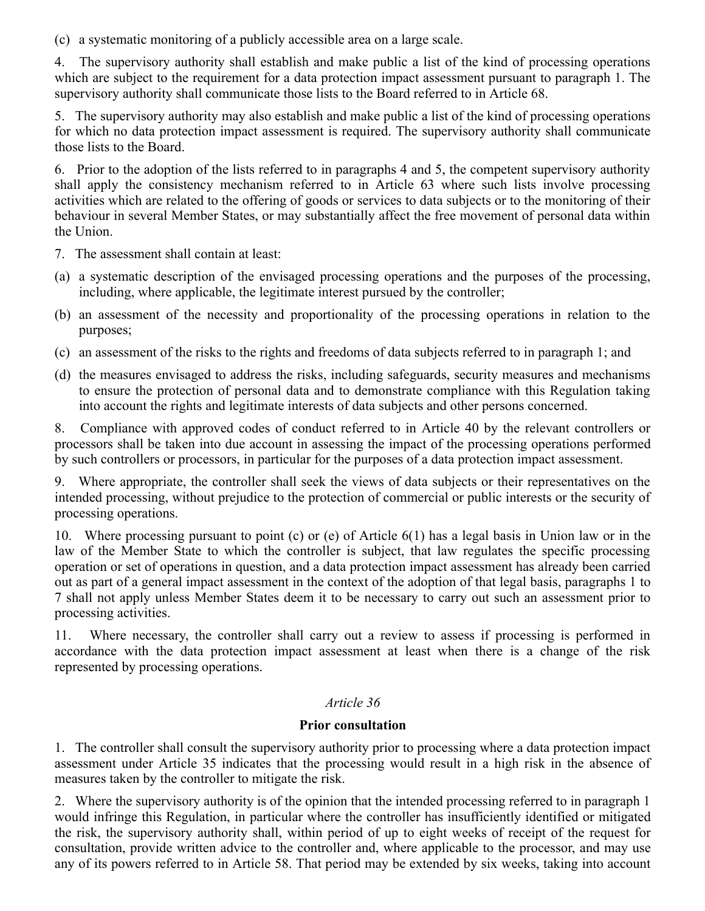(c) a systematic monitoring of a publicly accessible area on a large scale.

4. The supervisory authority shall establish and make public a list of the kind of processing operations which are subject to the requirement for a data protection impact assessment pursuant to paragraph 1. The supervisory authority shall communicate those lists to the Board referred to in Article 68.

5. The supervisory authority may also establish and make public a list of the kind of processing operations for which no data protection impact assessment is required. The supervisory authority shall communicate those lists to the Board.

6. Prior to the adoption of the lists referred to in paragraphs 4 and 5, the competent supervisory authority shall apply the consistency mechanism referred to in Article 63 where such lists involve processing activities which are related to the offering of goods or services to data subjects or to the monitoring of their behaviour in several Member States, or may substantially affect the free movement of personal data within the Union.

7. The assessment shall contain at least:

(a) a systematic description of the envisaged processing operations and the purposes of the processing, including, where applicable, the legitimate interest pursued by the controller;

(b) an assessment of the necessity and proportionality of the processing operations in relation to the purposes;

(c) an assessment of the risks to the rights and freedoms of data subjects referred to in paragraph 1; and

(d) the measures envisaged to address the risks, including safeguards, security measures and mechanisms to ensure the protection of personal data and to demonstrate compliance with this Regulation taking into account the rights and legitimate interests of data subjects and other persons concerned.

8. Compliance with approved codes of conduct referred to in Article 40 by the relevant controllers or processors shall be taken into due account in assessing the impact of the processing operations performed by such controllers or processors, in particular for the purposes of a data protection impact assessment.

9. Where appropriate, the controller shall seek the views of data subjects or their representatives on the intended processing, without prejudice to the protection of commercial or public interests or the security of processing operations.

10. Where processing pursuant to point (c) or (e) of Article 6(1) has a legal basis in Union law or in the law of the Member State to which the controller is subject, that law regulates the specific processing operation or set of operations in question, and a data protection impact assessment has already been carried out as part of a general impact assessment in the context of the adoption of that legal basis, paragraphs 1 to 7 shall not apply unless Member States deem it to be necessary to carry out such an assessment prior to processing activities.

11. Where necessary, the controller shall carry out a review to assess if processing is performed in accordance with the data protection impact assessment at least when there is a change of the risk represented by processing operations.

*Article 36*

**Prior consultation**

1. The controller shall consult the supervisory authority prior to processing where a data protection impact assessment under Article 35 indicates that the processing would result in a high risk in the absence of measures taken by the controller to mitigate the risk.

2. Where the supervisory authority is of the opinion that the intended processing referred to in paragraph 1 would infringe this Regulation, in particular where the controller has insufficiently identified or mitigated the risk, the supervisory authority shall, within period of up to eight weeks of receipt of the request for consultation, provide written advice to the controller and, where applicable to the processor, and may use any of its powers referred to in Article 58. That period may be extended by six weeks, taking into account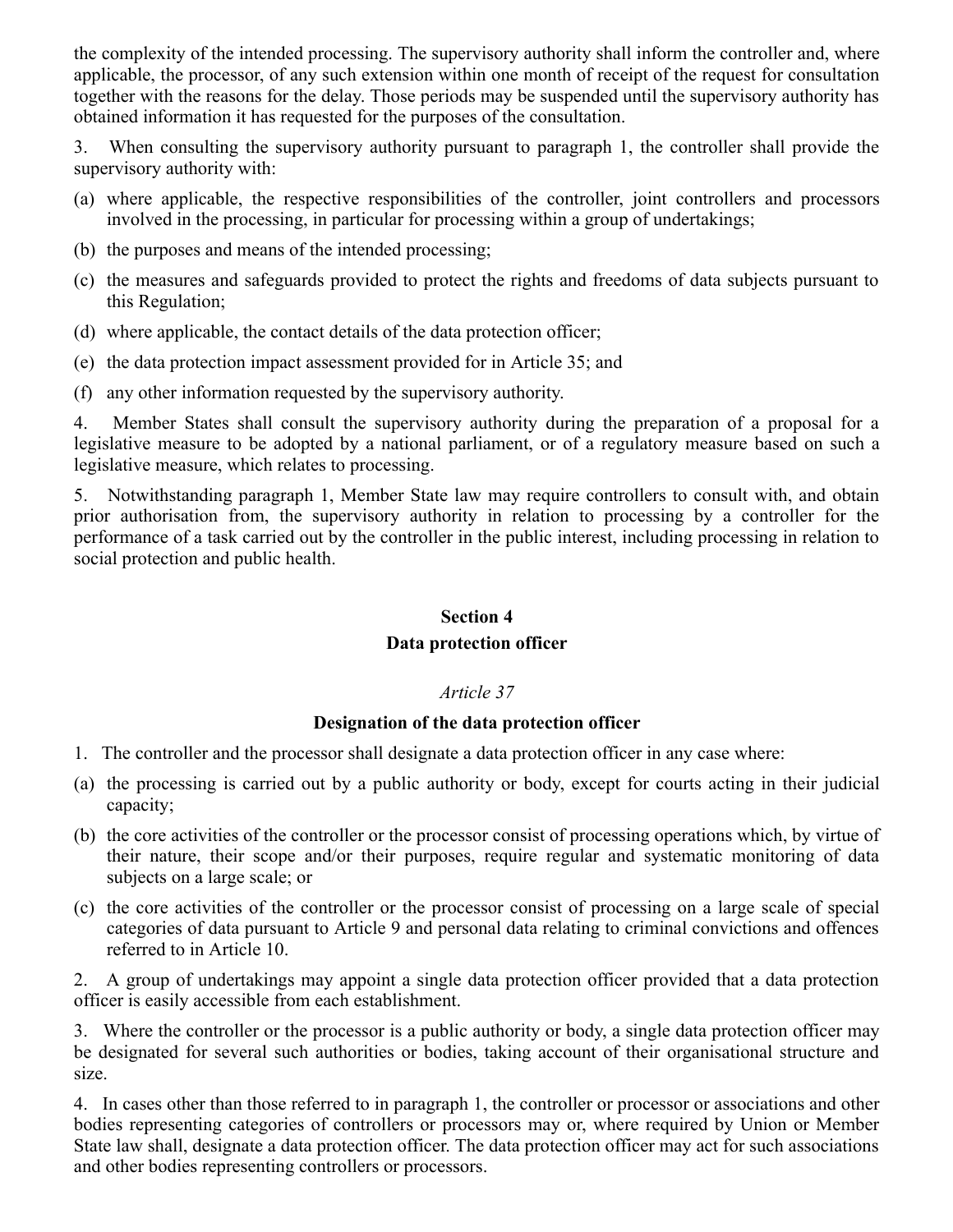the complexity of the intended processing. The supervisory authority shall inform the controller and, where applicable, the processor, of any such extension within one month of receipt of the request for consultation together with the reasons for the delay. Those periods may be suspended until the supervisory authority has obtained information it has requested for the purposes of the consultation.

3. When consulting the supervisory authority pursuant to paragraph 1, the controller shall provide the supervisory authority with:

(a) where applicable, the respective responsibilities of the controller, joint controllers and processors involved in the processing, in particular for processing within a group of undertakings;

(b) the purposes and means of the intended processing;

(c) the measures and safeguards provided to protect the rights and freedoms of data subjects pursuant to this Regulation;

(d) where applicable, the contact details of the data protection officer;

(e) the data protection impact assessment provided for in Article 35; and

(f) any other information requested by the supervisory authority.

4. Member States shall consult the supervisory authority during the preparation of a proposal for a legislative measure to be adopted by a national parliament, or of a regulatory measure based on such a legislative measure, which relates to processing.

5. Notwithstanding paragraph 1, Member State law may require controllers to consult with, and obtain prior authorisation from, the supervisory authority in relation to processing by a controller for the performance of a task carried out by the controller in the public interest, including processing in relation to social protection and public health.

## Section 4
## Data protection officer

*Article 37*

**Designation of the data protection officer**

1. The controller and the processor shall designate a data protection officer in any case where:

(a) the processing is carried out by a public authority or body, except for courts acting in their judicial capacity;

(b) the core activities of the controller or the processor consist of processing operations which, by virtue of their nature, their scope and/or their purposes, require regular and systematic monitoring of data subjects on a large scale; or

(c) the core activities of the controller or the processor consist of processing on a large scale of special categories of data pursuant to Article 9 and personal data relating to criminal convictions and offences referred to in Article 10.

2. A group of undertakings may appoint a single data protection officer provided that a data protection officer is easily accessible from each establishment.

3. Where the controller or the processor is a public authority or body, a single data protection officer may be designated for several such authorities or bodies, taking account of their organisational structure and size.

4. In cases other than those referred to in paragraph 1, the controller or processor or associations and other bodies representing categories of controllers or processors may or, where required by Union or Member State law shall, designate a data protection officer. The data protection officer may act for such associations and other bodies representing controllers or processors.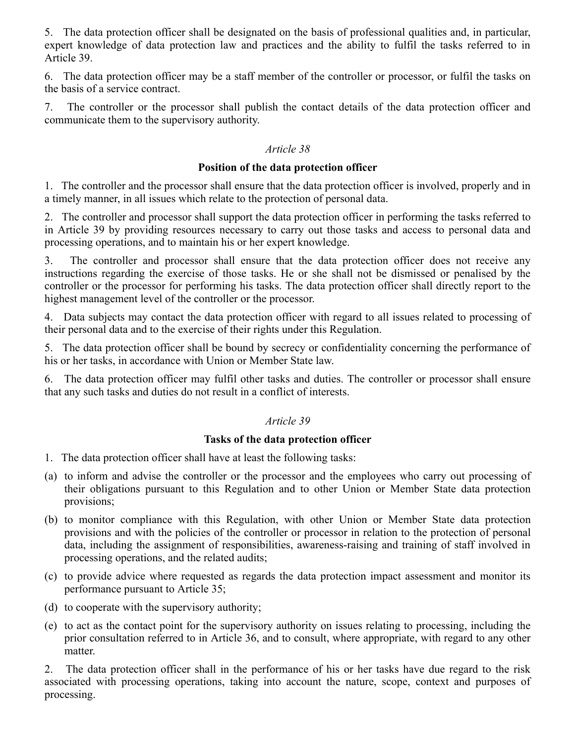5. The data protection officer shall be designated on the basis of professional qualities and, in particular, expert knowledge of data protection law and practices and the ability to fulfil the tasks referred to in Article 39.

6. The data protection officer may be a staff member of the controller or processor, or fulfil the tasks on the basis of a service contract.

7. The controller or the processor shall publish the contact details of the data protection officer and communicate them to the supervisory authority.

*Article 38*

**Position of the data protection officer**

1. The controller and the processor shall ensure that the data protection officer is involved, properly and in a timely manner, in all issues which relate to the protection of personal data.

2. The controller and processor shall support the data protection officer in performing the tasks referred to in Article 39 by providing resources necessary to carry out those tasks and access to personal data and processing operations, and to maintain his or her expert knowledge.

3. The controller and processor shall ensure that the data protection officer does not receive any instructions regarding the exercise of those tasks. He or she shall not be dismissed or penalised by the controller or the processor for performing his tasks. The data protection officer shall directly report to the highest management level of the controller or the processor.

4. Data subjects may contact the data protection officer with regard to all issues related to processing of their personal data and to the exercise of their rights under this Regulation.

5. The data protection officer shall be bound by secrecy or confidentiality concerning the performance of his or her tasks, in accordance with Union or Member State law.

6. The data protection officer may fulfil other tasks and duties. The controller or processor shall ensure that any such tasks and duties do not result in a conflict of interests.

*Article 39*

**Tasks of the data protection officer**

1. The data protection officer shall have at least the following tasks:

(a) to inform and advise the controller or the processor and the employees who carry out processing of their obligations pursuant to this Regulation and to other Union or Member State data protection provisions;

(b) to monitor compliance with this Regulation, with other Union or Member State data protection provisions and with the policies of the controller or processor in relation to the protection of personal data, including the assignment of responsibilities, awareness-raising and training of staff involved in processing operations, and the related audits;

(c) to provide advice where requested as regards the data protection impact assessment and monitor its performance pursuant to Article 35;

(d) to cooperate with the supervisory authority;

(e) to act as the contact point for the supervisory authority on issues relating to processing, including the prior consultation referred to in Article 36, and to consult, where appropriate, with regard to any other matter.

2. The data protection officer shall in the performance of his or her tasks have due regard to the risk associated with processing operations, taking into account the nature, scope, context and purposes of processing.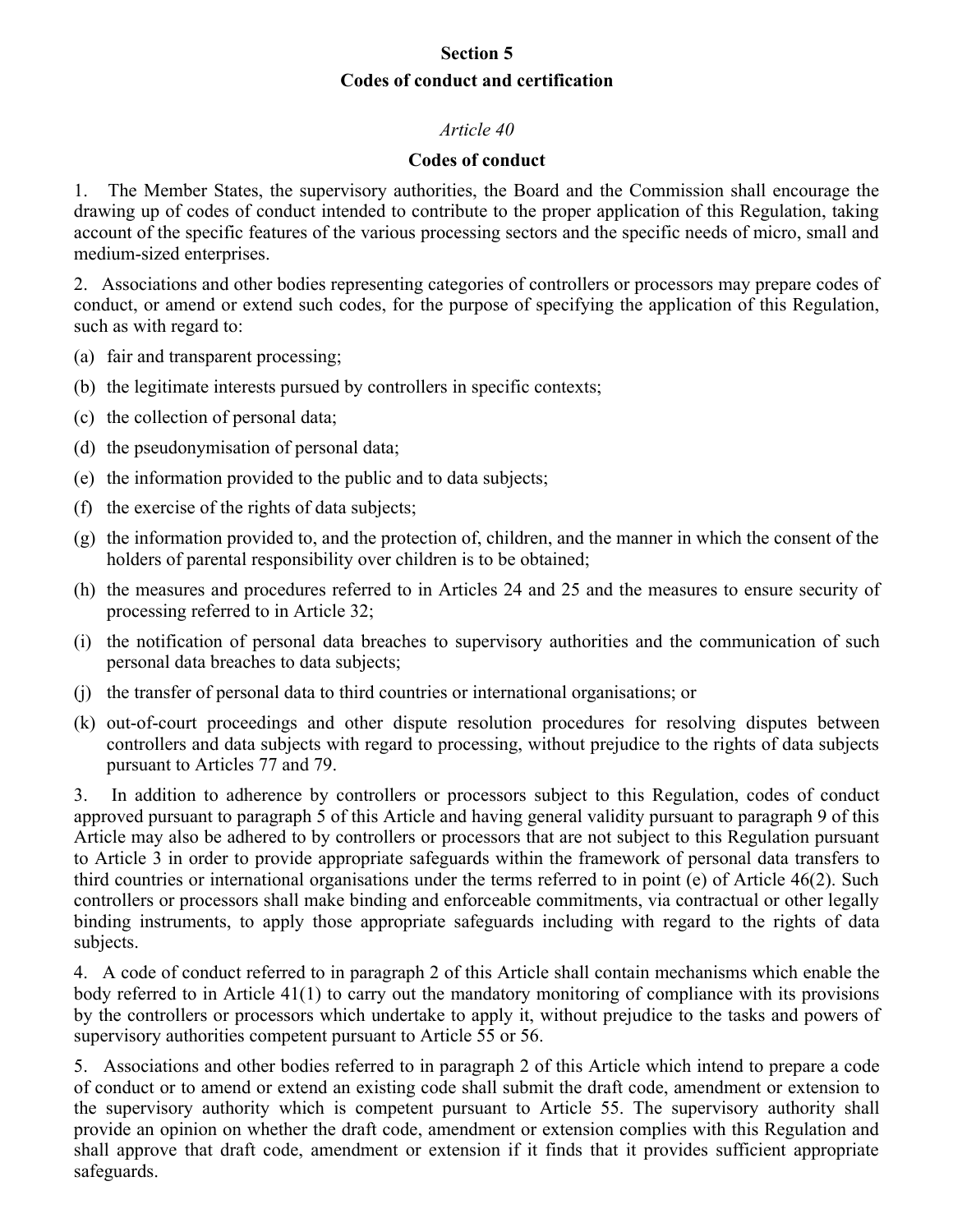## Section 5

## Codes of conduct and certification

*Article 40*

### Codes of conduct

1. The Member States, the supervisory authorities, the Board and the Commission shall encourage the drawing up of codes of conduct intended to contribute to the proper application of this Regulation, taking account of the specific features of the various processing sectors and the specific needs of micro, small and medium-sized enterprises.

2. Associations and other bodies representing categories of controllers or processors may prepare codes of conduct, or amend or extend such codes, for the purpose of specifying the application of this Regulation, such as with regard to:

(a) fair and transparent processing;

(b) the legitimate interests pursued by controllers in specific contexts;

(c) the collection of personal data;

(d) the pseudonymisation of personal data;

(e) the information provided to the public and to data subjects;

(f) the exercise of the rights of data subjects;

(g) the information provided to, and the protection of, children, and the manner in which the consent of the holders of parental responsibility over children is to be obtained;

(h) the measures and procedures referred to in Articles 24 and 25 and the measures to ensure security of processing referred to in Article 32;

(i) the notification of personal data breaches to supervisory authorities and the communication of such personal data breaches to data subjects;

(j) the transfer of personal data to third countries or international organisations; or

(k) out-of-court proceedings and other dispute resolution procedures for resolving disputes between controllers and data subjects with regard to processing, without prejudice to the rights of data subjects pursuant to Articles 77 and 79.

3. In addition to adherence by controllers or processors subject to this Regulation, codes of conduct approved pursuant to paragraph 5 of this Article and having general validity pursuant to paragraph 9 of this Article may also be adhered to by controllers or processors that are not subject to this Regulation pursuant to Article 3 in order to provide appropriate safeguards within the framework of personal data transfers to third countries or international organisations under the terms referred to in point (e) of Article 46(2). Such controllers or processors shall make binding and enforceable commitments, via contractual or other legally binding instruments, to apply those appropriate safeguards including with regard to the rights of data subjects.

4. A code of conduct referred to in paragraph 2 of this Article shall contain mechanisms which enable the body referred to in Article 41(1) to carry out the mandatory monitoring of compliance with its provisions by the controllers or processors which undertake to apply it, without prejudice to the tasks and powers of supervisory authorities competent pursuant to Article 55 or 56.

5. Associations and other bodies referred to in paragraph 2 of this Article which intend to prepare a code of conduct or to amend or extend an existing code shall submit the draft code, amendment or extension to the supervisory authority which is competent pursuant to Article 55. The supervisory authority shall provide an opinion on whether the draft code, amendment or extension complies with this Regulation and shall approve that draft code, amendment or extension if it finds that it provides sufficient appropriate safeguards.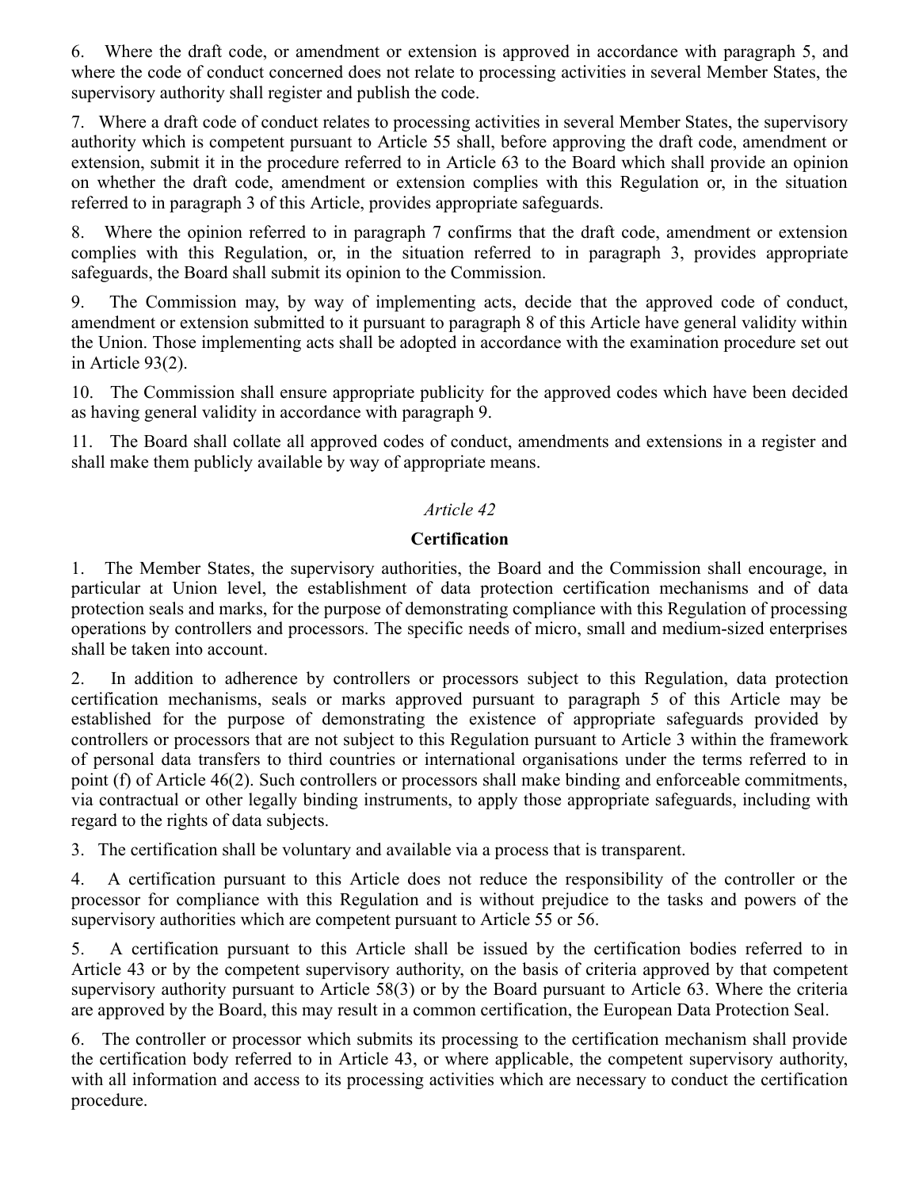6. Where the draft code, or amendment or extension is approved in accordance with paragraph 5, and where the code of conduct concerned does not relate to processing activities in several Member States, the supervisory authority shall register and publish the code.

7. Where a draft code of conduct relates to processing activities in several Member States, the supervisory authority which is competent pursuant to Article 55 shall, before approving the draft code, amendment or extension, submit it in the procedure referred to in Article 63 to the Board which shall provide an opinion on whether the draft code, amendment or extension complies with this Regulation or, in the situation referred to in paragraph 3 of this Article, provides appropriate safeguards.

8. Where the opinion referred to in paragraph 7 confirms that the draft code, amendment or extension complies with this Regulation, or, in the situation referred to in paragraph 3, provides appropriate safeguards, the Board shall submit its opinion to the Commission.

9. The Commission may, by way of implementing acts, decide that the approved code of conduct, amendment or extension submitted to it pursuant to paragraph 8 of this Article have general validity within the Union. Those implementing acts shall be adopted in accordance with the examination procedure set out in Article 93(2).

10. The Commission shall ensure appropriate publicity for the approved codes which have been decided as having general validity in accordance with paragraph 9.

11. The Board shall collate all approved codes of conduct, amendments and extensions in a register and shall make them publicly available by way of appropriate means.

*Article 42*

**Certification**

1. The Member States, the supervisory authorities, the Board and the Commission shall encourage, in particular at Union level, the establishment of data protection certification mechanisms and of data protection seals and marks, for the purpose of demonstrating compliance with this Regulation of processing operations by controllers and processors. The specific needs of micro, small and medium-sized enterprises shall be taken into account.

2. In addition to adherence by controllers or processors subject to this Regulation, data protection certification mechanisms, seals or marks approved pursuant to paragraph 5 of this Article may be established for the purpose of demonstrating the existence of appropriate safeguards provided by controllers or processors that are not subject to this Regulation pursuant to Article 3 within the framework of personal data transfers to third countries or international organisations under the terms referred to in point (f) of Article 46(2). Such controllers or processors shall make binding and enforceable commitments, via contractual or other legally binding instruments, to apply those appropriate safeguards, including with regard to the rights of data subjects.

3. The certification shall be voluntary and available via a process that is transparent.

4. A certification pursuant to this Article does not reduce the responsibility of the controller or the processor for compliance with this Regulation and is without prejudice to the tasks and powers of the supervisory authorities which are competent pursuant to Article 55 or 56.

5. A certification pursuant to this Article shall be issued by the certification bodies referred to in Article 43 or by the competent supervisory authority, on the basis of criteria approved by that competent supervisory authority pursuant to Article 58(3) or by the Board pursuant to Article 63. Where the criteria are approved by the Board, this may result in a common certification, the European Data Protection Seal.

6. The controller or processor which submits its processing to the certification mechanism shall provide the certification body referred to in Article 43, or where applicable, the competent supervisory authority, with all information and access to its processing activities which are necessary to conduct the certification procedure.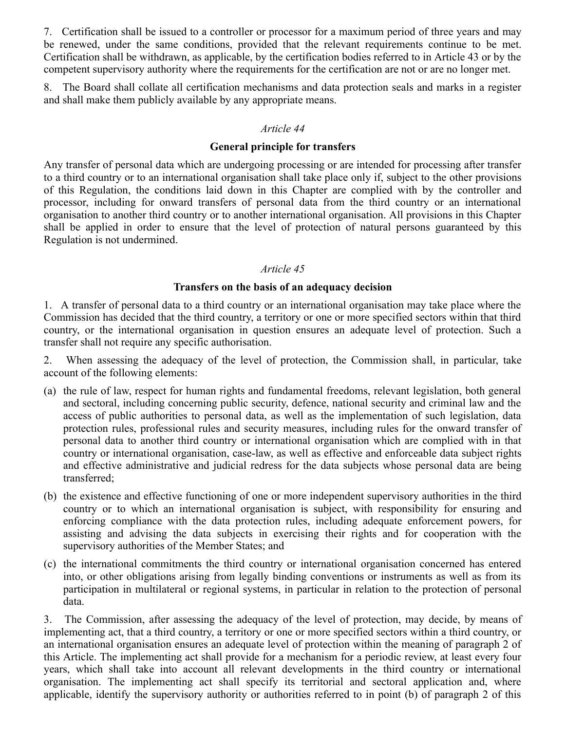7. Certification shall be issued to a controller or processor for a maximum period of three years and may be renewed, under the same conditions, provided that the relevant requirements continue to be met. Certification shall be withdrawn, as applicable, by the certification bodies referred to in Article 43 or by the competent supervisory authority where the requirements for the certification are not or are no longer met.

8. The Board shall collate all certification mechanisms and data protection seals and marks in a register and shall make them publicly available by any appropriate means.

*Article 44*

**General principle for transfers**

Any transfer of personal data which are undergoing processing or are intended for processing after transfer to a third country or to an international organisation shall take place only if, subject to the other provisions of this Regulation, the conditions laid down in this Chapter are complied with by the controller and processor, including for onward transfers of personal data from the third country or an international organisation to another third country or to another international organisation. All provisions in this Chapter shall be applied in order to ensure that the level of protection of natural persons guaranteed by this Regulation is not undermined.

*Article 45*

**Transfers on the basis of an adequacy decision**

1. A transfer of personal data to a third country or an international organisation may take place where the Commission has decided that the third country, a territory or one or more specified sectors within that third country, or the international organisation in question ensures an adequate level of protection. Such a transfer shall not require any specific authorisation.

2. When assessing the adequacy of the level of protection, the Commission shall, in particular, take account of the following elements:

(a) the rule of law, respect for human rights and fundamental freedoms, relevant legislation, both general and sectoral, including concerning public security, defence, national security and criminal law and the access of public authorities to personal data, as well as the implementation of such legislation, data protection rules, professional rules and security measures, including rules for the onward transfer of personal data to another third country or international organisation which are complied with in that country or international organisation, case-law, as well as effective and enforceable data subject rights and effective administrative and judicial redress for the data subjects whose personal data are being transferred;

(b) the existence and effective functioning of one or more independent supervisory authorities in the third country or to which an international organisation is subject, with responsibility for ensuring and enforcing compliance with the data protection rules, including adequate enforcement powers, for assisting and advising the data subjects in exercising their rights and for cooperation with the supervisory authorities of the Member States; and

(c) the international commitments the third country or international organisation concerned has entered into, or other obligations arising from legally binding conventions or instruments as well as from its participation in multilateral or regional systems, in particular in relation to the protection of personal data.

3. The Commission, after assessing the adequacy of the level of protection, may decide, by means of implementing act, that a third country, a territory or one or more specified sectors within a third country, or an international organisation ensures an adequate level of protection within the meaning of paragraph 2 of this Article. The implementing act shall provide for a mechanism for a periodic review, at least every four years, which shall take into account all relevant developments in the third country or international organisation. The implementing act shall specify its territorial and sectoral application and, where applicable, identify the supervisory authority or authorities referred to in point (b) of paragraph 2 of this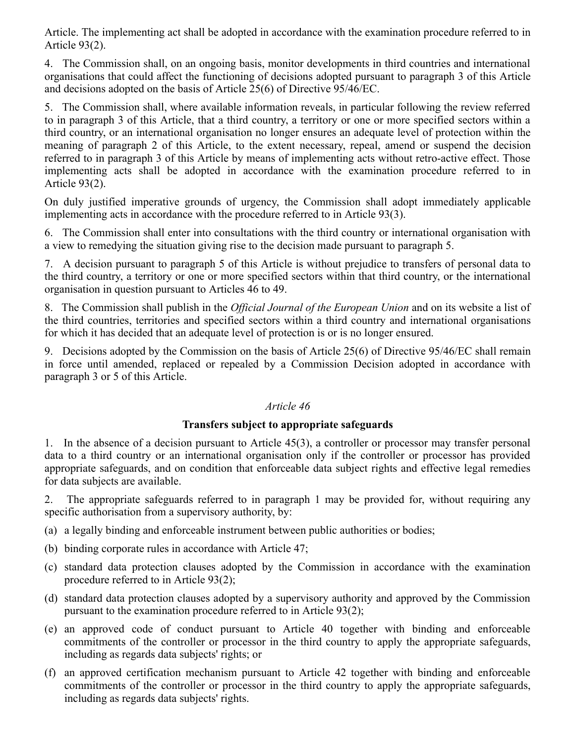Article. The implementing act shall be adopted in accordance with the examination procedure referred to in Article 93(2).

4. The Commission shall, on an ongoing basis, monitor developments in third countries and international organisations that could affect the functioning of decisions adopted pursuant to paragraph 3 of this Article and decisions adopted on the basis of Article 25(6) of Directive 95/46/EC.

5. The Commission shall, where available information reveals, in particular following the review referred to in paragraph 3 of this Article, that a third country, a territory or one or more specified sectors within a third country, or an international organisation no longer ensures an adequate level of protection within the meaning of paragraph 2 of this Article, to the extent necessary, repeal, amend or suspend the decision referred to in paragraph 3 of this Article by means of implementing acts without retro-active effect. Those implementing acts shall be adopted in accordance with the examination procedure referred to in Article 93(2).

On duly justified imperative grounds of urgency, the Commission shall adopt immediately applicable implementing acts in accordance with the procedure referred to in Article 93(3).

6. The Commission shall enter into consultations with the third country or international organisation with a view to remedying the situation giving rise to the decision made pursuant to paragraph 5.

7. A decision pursuant to paragraph 5 of this Article is without prejudice to transfers of personal data to the third country, a territory or one or more specified sectors within that third country, or the international organisation in question pursuant to Articles 46 to 49.

8. The Commission shall publish in the *Official Journal of the European Union* and on its website a list of the third countries, territories and specified sectors within a third country and international organisations for which it has decided that an adequate level of protection is or is no longer ensured.

9. Decisions adopted by the Commission on the basis of Article 25(6) of Directive 95/46/EC shall remain in force until amended, replaced or repealed by a Commission Decision adopted in accordance with paragraph 3 or 5 of this Article.

### *Article 46*

### **Transfers subject to appropriate safeguards**

1. In the absence of a decision pursuant to Article 45(3), a controller or processor may transfer personal data to a third country or an international organisation only if the controller or processor has provided appropriate safeguards, and on condition that enforceable data subject rights and effective legal remedies for data subjects are available.

2. The appropriate safeguards referred to in paragraph 1 may be provided for, without requiring any specific authorisation from a supervisory authority, by:

(a) a legally binding and enforceable instrument between public authorities or bodies;

(b) binding corporate rules in accordance with Article 47;

(c) standard data protection clauses adopted by the Commission in accordance with the examination procedure referred to in Article 93(2);

(d) standard data protection clauses adopted by a supervisory authority and approved by the Commission pursuant to the examination procedure referred to in Article 93(2);

(e) an approved code of conduct pursuant to Article 40 together with binding and enforceable commitments of the controller or processor in the third country to apply the appropriate safeguards, including as regards data subjects' rights; or

(f) an approved certification mechanism pursuant to Article 42 together with binding and enforceable commitments of the controller or processor in the third country to apply the appropriate safeguards, including as regards data subjects' rights.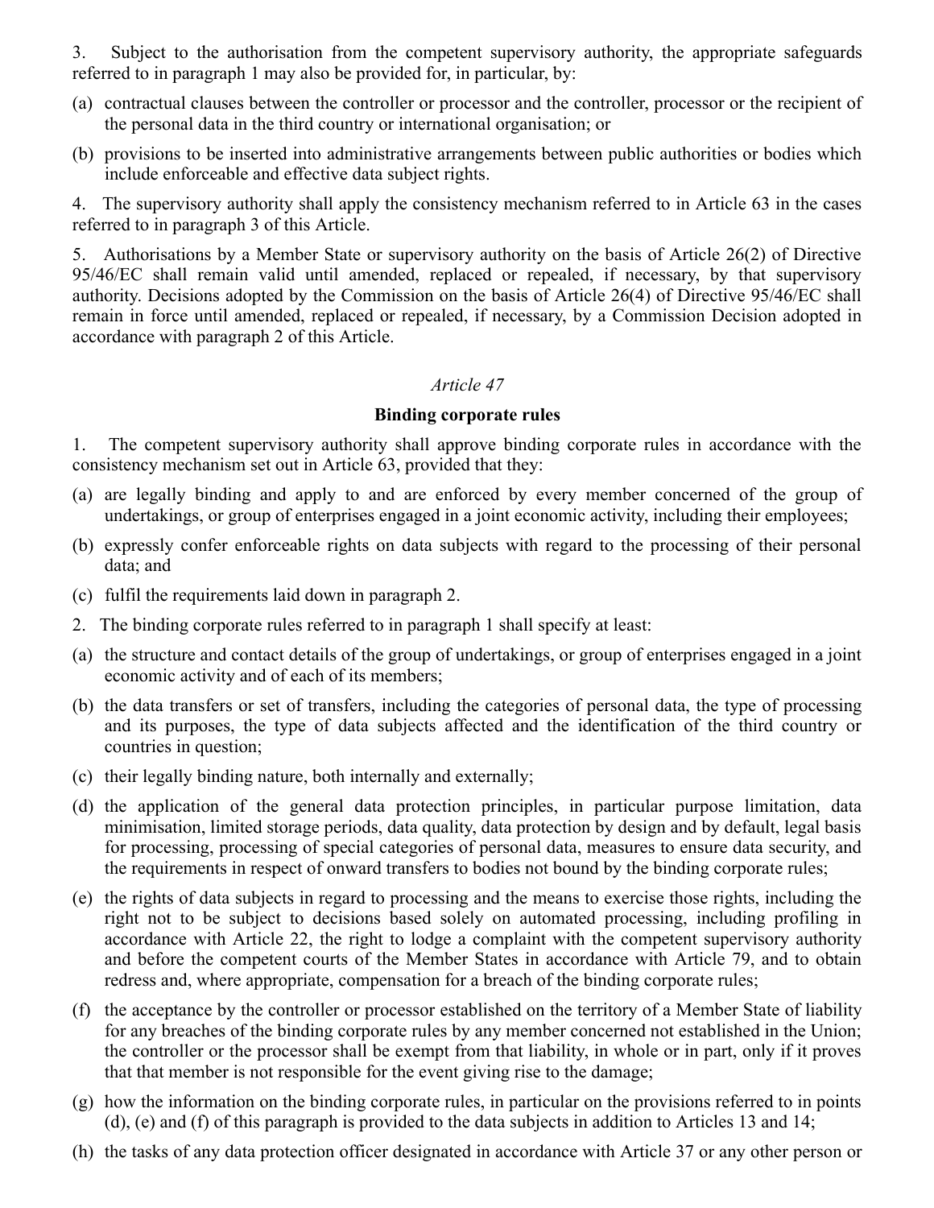3. Subject to the authorisation from the competent supervisory authority, the appropriate safeguards referred to in paragraph 1 may also be provided for, in particular, by:

(a) contractual clauses between the controller or processor and the controller, processor or the recipient of the personal data in the third country or international organisation; or

(b) provisions to be inserted into administrative arrangements between public authorities or bodies which include enforceable and effective data subject rights.

4. The supervisory authority shall apply the consistency mechanism referred to in Article 63 in the cases referred to in paragraph 3 of this Article.

5. Authorisations by a Member State or supervisory authority on the basis of Article 26(2) of Directive 95/46/EC shall remain valid until amended, replaced or repealed, if necessary, by that supervisory authority. Decisions adopted by the Commission on the basis of Article 26(4) of Directive 95/46/EC shall remain in force until amended, replaced or repealed, if necessary, by a Commission Decision adopted in accordance with paragraph 2 of this Article.

*Article 47*

**Binding corporate rules**

1. The competent supervisory authority shall approve binding corporate rules in accordance with the consistency mechanism set out in Article 63, provided that they:

(a) are legally binding and apply to and are enforced by every member concerned of the group of undertakings, or group of enterprises engaged in a joint economic activity, including their employees;

(b) expressly confer enforceable rights on data subjects with regard to the processing of their personal data; and

(c) fulfil the requirements laid down in paragraph 2.

2. The binding corporate rules referred to in paragraph 1 shall specify at least:

(a) the structure and contact details of the group of undertakings, or group of enterprises engaged in a joint economic activity and of each of its members;

(b) the data transfers or set of transfers, including the categories of personal data, the type of processing and its purposes, the type of data subjects affected and the identification of the third country or countries in question;

(c) their legally binding nature, both internally and externally;

(d) the application of the general data protection principles, in particular purpose limitation, data minimisation, limited storage periods, data quality, data protection by design and by default, legal basis for processing, processing of special categories of personal data, measures to ensure data security, and the requirements in respect of onward transfers to bodies not bound by the binding corporate rules;

(e) the rights of data subjects in regard to processing and the means to exercise those rights, including the right not to be subject to decisions based solely on automated processing, including profiling in accordance with Article 22, the right to lodge a complaint with the competent supervisory authority and before the competent courts of the Member States in accordance with Article 79, and to obtain redress and, where appropriate, compensation for a breach of the binding corporate rules;

(f) the acceptance by the controller or processor established on the territory of a Member State of liability for any breaches of the binding corporate rules by any member concerned not established in the Union; the controller or the processor shall be exempt from that liability, in whole or in part, only if it proves that that member is not responsible for the event giving rise to the damage;

(g) how the information on the binding corporate rules, in particular on the provisions referred to in points (d), (e) and (f) of this paragraph is provided to the data subjects in addition to Articles 13 and 14;

(h) the tasks of any data protection officer designated in accordance with Article 37 or any other person or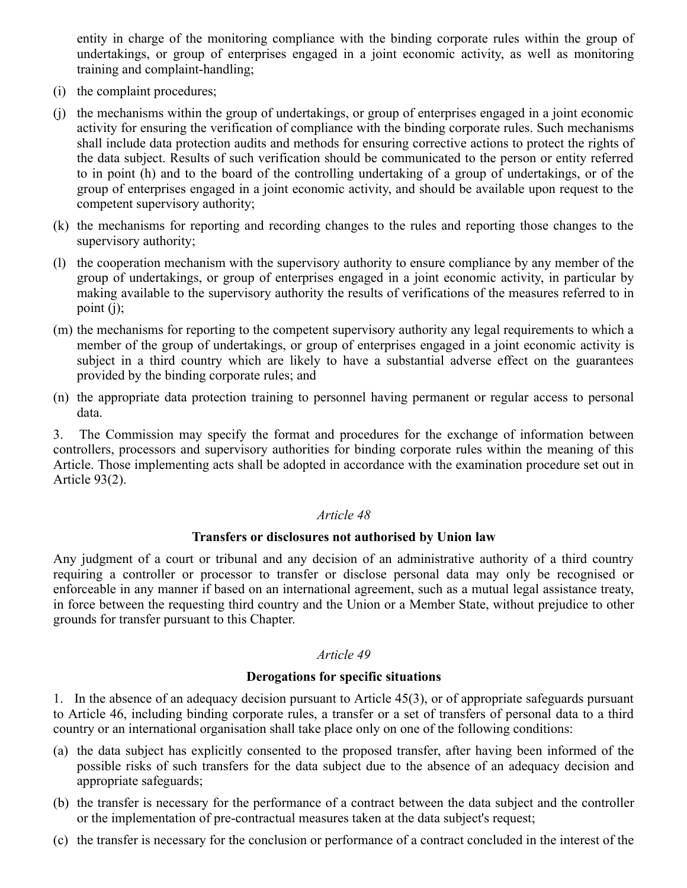entity in charge of the monitoring compliance with the binding corporate rules within the group of undertakings, or group of enterprises engaged in a joint economic activity, as well as monitoring training and complaint-handling;

(i) the complaint procedures;

(j) the mechanisms within the group of undertakings, or group of enterprises engaged in a joint economic activity for ensuring the verification of compliance with the binding corporate rules. Such mechanisms shall include data protection audits and methods for ensuring corrective actions to protect the rights of the data subject. Results of such verification should be communicated to the person or entity referred to in point (h) and to the board of the controlling undertaking of a group of undertakings, or of the group of enterprises engaged in a joint economic activity, and should be available upon request to the competent supervisory authority;

(k) the mechanisms for reporting and recording changes to the rules and reporting those changes to the supervisory authority;

(l) the cooperation mechanism with the supervisory authority to ensure compliance by any member of the group of undertakings, or group of enterprises engaged in a joint economic activity, in particular by making available to the supervisory authority the results of verifications of the measures referred to in point (j);

(m) the mechanisms for reporting to the competent supervisory authority any legal requirements to which a member of the group of undertakings, or group of enterprises engaged in a joint economic activity is subject in a third country which are likely to have a substantial adverse effect on the guarantees provided by the binding corporate rules; and

(n) the appropriate data protection training to personnel having permanent or regular access to personal data.

3. The Commission may specify the format and procedures for the exchange of information between controllers, processors and supervisory authorities for binding corporate rules within the meaning of this Article. Those implementing acts shall be adopted in accordance with the examination procedure set out in Article 93(2).

*Article 48*

**Transfers or disclosures not authorised by Union law**

Any judgment of a court or tribunal and any decision of an administrative authority of a third country requiring a controller or processor to transfer or disclose personal data may only be recognised or enforceable in any manner if based on an international agreement, such as a mutual legal assistance treaty, in force between the requesting third country and the Union or a Member State, without prejudice to other grounds for transfer pursuant to this Chapter.

*Article 49*

**Derogations for specific situations**

1. In the absence of an adequacy decision pursuant to Article 45(3), or of appropriate safeguards pursuant to Article 46, including binding corporate rules, a transfer or a set of transfers of personal data to a third country or an international organisation shall take place only on one of the following conditions:

(a) the data subject has explicitly consented to the proposed transfer, after having been informed of the possible risks of such transfers for the data subject due to the absence of an adequacy decision and appropriate safeguards;

(b) the transfer is necessary for the performance of a contract between the data subject and the controller or the implementation of pre-contractual measures taken at the data subject's request;

(c) the transfer is necessary for the conclusion or performance of a contract concluded in the interest of the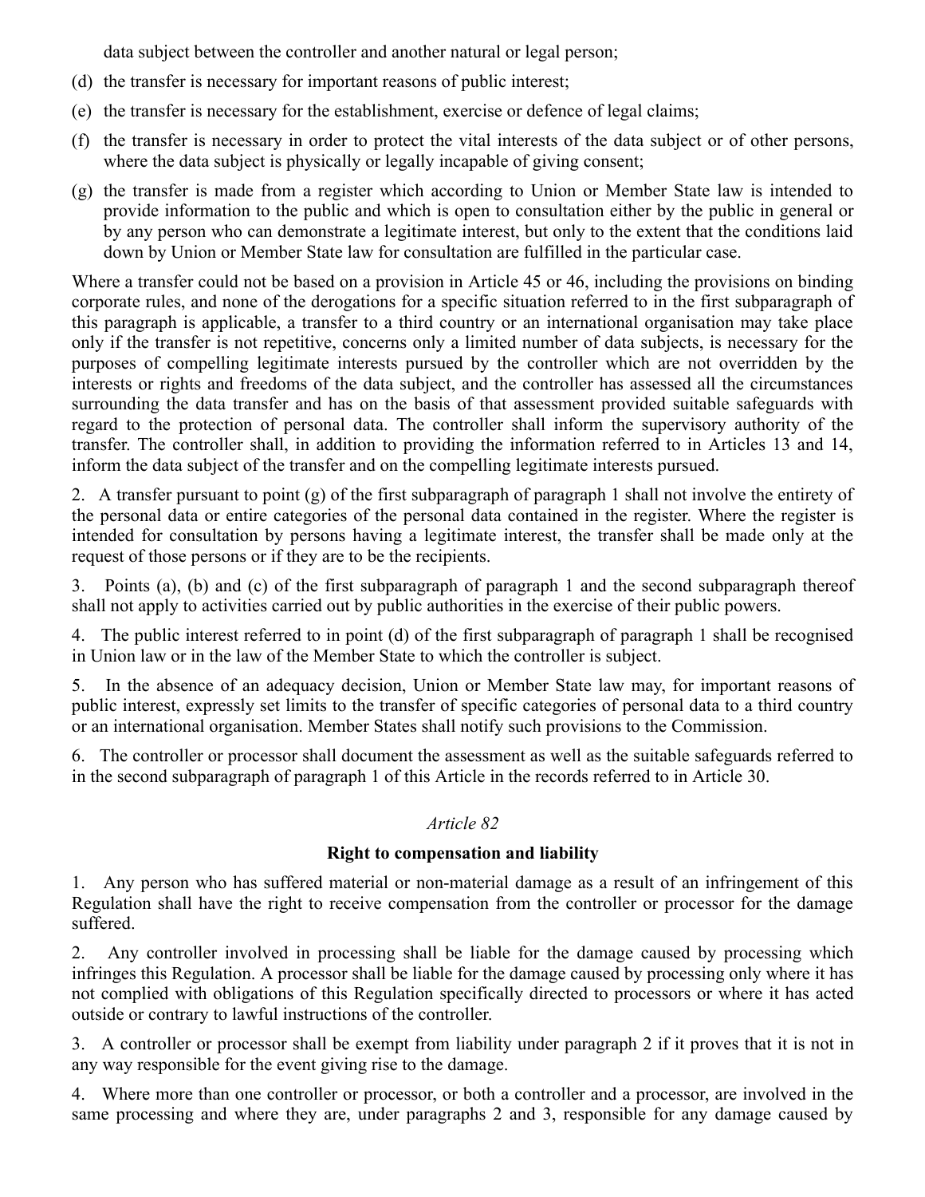data subject between the controller and another natural or legal person;

(d) the transfer is necessary for important reasons of public interest;

(e) the transfer is necessary for the establishment, exercise or defence of legal claims;

(f) the transfer is necessary in order to protect the vital interests of the data subject or of other persons, where the data subject is physically or legally incapable of giving consent;

(g) the transfer is made from a register which according to Union or Member State law is intended to provide information to the public and which is open to consultation either by the public in general or by any person who can demonstrate a legitimate interest, but only to the extent that the conditions laid down by Union or Member State law for consultation are fulfilled in the particular case.

Where a transfer could not be based on a provision in Article 45 or 46, including the provisions on binding corporate rules, and none of the derogations for a specific situation referred to in the first subparagraph of this paragraph is applicable, a transfer to a third country or an international organisation may take place only if the transfer is not repetitive, concerns only a limited number of data subjects, is necessary for the purposes of compelling legitimate interests pursued by the controller which are not overridden by the interests or rights and freedoms of the data subject, and the controller has assessed all the circumstances surrounding the data transfer and has on the basis of that assessment provided suitable safeguards with regard to the protection of personal data. The controller shall inform the supervisory authority of the transfer. The controller shall, in addition to providing the information referred to in Articles 13 and 14, inform the data subject of the transfer and on the compelling legitimate interests pursued.

2. A transfer pursuant to point (g) of the first subparagraph of paragraph 1 shall not involve the entirety of the personal data or entire categories of the personal data contained in the register. Where the register is intended for consultation by persons having a legitimate interest, the transfer shall be made only at the request of those persons or if they are to be the recipients.

3. Points (a), (b) and (c) of the first subparagraph of paragraph 1 and the second subparagraph thereof shall not apply to activities carried out by public authorities in the exercise of their public powers.

4. The public interest referred to in point (d) of the first subparagraph of paragraph 1 shall be recognised in Union law or in the law of the Member State to which the controller is subject.

5. In the absence of an adequacy decision, Union or Member State law may, for important reasons of public interest, expressly set limits to the transfer of specific categories of personal data to a third country or an international organisation. Member States shall notify such provisions to the Commission.

6. The controller or processor shall document the assessment as well as the suitable safeguards referred to in the second subparagraph of paragraph 1 of this Article in the records referred to in Article 30.

*Article 82*

**Right to compensation and liability**

1. Any person who has suffered material or non-material damage as a result of an infringement of this Regulation shall have the right to receive compensation from the controller or processor for the damage suffered.

2. Any controller involved in processing shall be liable for the damage caused by processing which infringes this Regulation. A processor shall be liable for the damage caused by processing only where it has not complied with obligations of this Regulation specifically directed to processors or where it has acted outside or contrary to lawful instructions of the controller.

3. A controller or processor shall be exempt from liability under paragraph 2 if it proves that it is not in any way responsible for the event giving rise to the damage.

4. Where more than one controller or processor, or both a controller and a processor, are involved in the same processing and where they are, under paragraphs 2 and 3, responsible for any damage caused by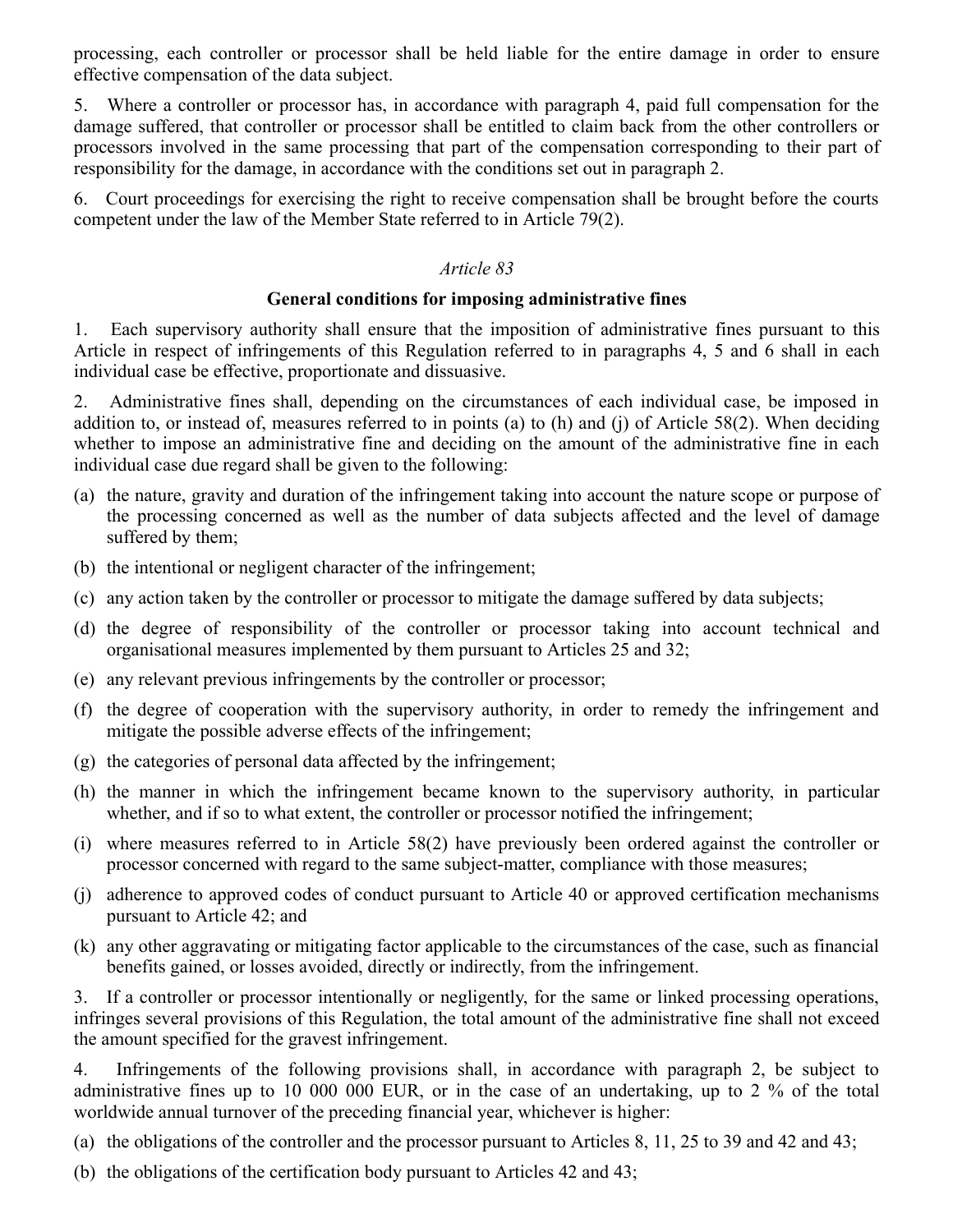processing, each controller or processor shall be held liable for the entire damage in order to ensure effective compensation of the data subject.

5. Where a controller or processor has, in accordance with paragraph 4, paid full compensation for the damage suffered, that controller or processor shall be entitled to claim back from the other controllers or processors involved in the same processing that part of the compensation corresponding to their part of responsibility for the damage, in accordance with the conditions set out in paragraph 2.

6. Court proceedings for exercising the right to receive compensation shall be brought before the courts competent under the law of the Member State referred to in Article 79(2).

*Article 83*

**General conditions for imposing administrative fines**

1. Each supervisory authority shall ensure that the imposition of administrative fines pursuant to this Article in respect of infringements of this Regulation referred to in paragraphs 4, 5 and 6 shall in each individual case be effective, proportionate and dissuasive.

2. Administrative fines shall, depending on the circumstances of each individual case, be imposed in addition to, or instead of, measures referred to in points (a) to (h) and (j) of Article 58(2). When deciding whether to impose an administrative fine and deciding on the amount of the administrative fine in each individual case due regard shall be given to the following:

(a) the nature, gravity and duration of the infringement taking into account the nature scope or purpose of the processing concerned as well as the number of data subjects affected and the level of damage suffered by them;

(b) the intentional or negligent character of the infringement;

(c) any action taken by the controller or processor to mitigate the damage suffered by data subjects;

(d) the degree of responsibility of the controller or processor taking into account technical and organisational measures implemented by them pursuant to Articles 25 and 32;

(e) any relevant previous infringements by the controller or processor;

(f) the degree of cooperation with the supervisory authority, in order to remedy the infringement and mitigate the possible adverse effects of the infringement;

(g) the categories of personal data affected by the infringement;

(h) the manner in which the infringement became known to the supervisory authority, in particular whether, and if so to what extent, the controller or processor notified the infringement;

(i) where measures referred to in Article 58(2) have previously been ordered against the controller or processor concerned with regard to the same subject-matter, compliance with those measures;

(j) adherence to approved codes of conduct pursuant to Article 40 or approved certification mechanisms pursuant to Article 42; and

(k) any other aggravating or mitigating factor applicable to the circumstances of the case, such as financial benefits gained, or losses avoided, directly or indirectly, from the infringement.

3. If a controller or processor intentionally or negligently, for the same or linked processing operations, infringes several provisions of this Regulation, the total amount of the administrative fine shall not exceed the amount specified for the gravest infringement.

4. Infringements of the following provisions shall, in accordance with paragraph 2, be subject to administrative fines up to 10 000 000 EUR, or in the case of an undertaking, up to 2 % of the total worldwide annual turnover of the preceding financial year, whichever is higher:

(a) the obligations of the controller and the processor pursuant to Articles 8, 11, 25 to 39 and 42 and 43;

(b) the obligations of the certification body pursuant to Articles 42 and 43;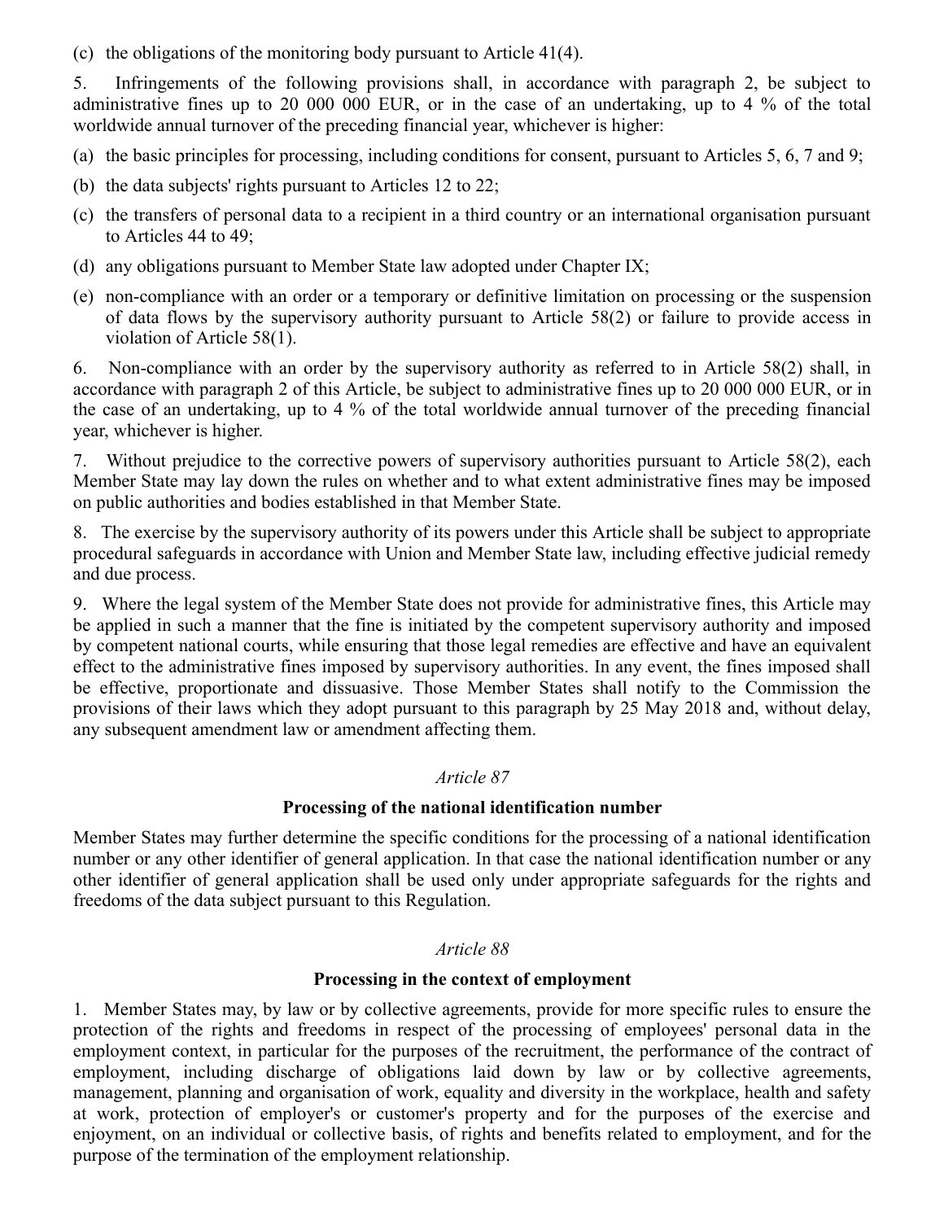(c) the obligations of the monitoring body pursuant to Article 41(4).

5. Infringements of the following provisions shall, in accordance with paragraph 2, be subject to administrative fines up to 20 000 000 EUR, or in the case of an undertaking, up to 4 % of the total worldwide annual turnover of the preceding financial year, whichever is higher:

(a) the basic principles for processing, including conditions for consent, pursuant to Articles 5, 6, 7 and 9;

(b) the data subjects' rights pursuant to Articles 12 to 22;

(c) the transfers of personal data to a recipient in a third country or an international organisation pursuant to Articles 44 to 49;

(d) any obligations pursuant to Member State law adopted under Chapter IX;

(e) non-compliance with an order or a temporary or definitive limitation on processing or the suspension of data flows by the supervisory authority pursuant to Article 58(2) or failure to provide access in violation of Article 58(1).

6. Non-compliance with an order by the supervisory authority as referred to in Article 58(2) shall, in accordance with paragraph 2 of this Article, be subject to administrative fines up to 20 000 000 EUR, or in the case of an undertaking, up to 4 % of the total worldwide annual turnover of the preceding financial year, whichever is higher.

7. Without prejudice to the corrective powers of supervisory authorities pursuant to Article 58(2), each Member State may lay down the rules on whether and to what extent administrative fines may be imposed on public authorities and bodies established in that Member State.

8. The exercise by the supervisory authority of its powers under this Article shall be subject to appropriate procedural safeguards in accordance with Union and Member State law, including effective judicial remedy and due process.

9. Where the legal system of the Member State does not provide for administrative fines, this Article may be applied in such a manner that the fine is initiated by the competent supervisory authority and imposed by competent national courts, while ensuring that those legal remedies are effective and have an equivalent effect to the administrative fines imposed by supervisory authorities. In any event, the fines imposed shall be effective, proportionate and dissuasive. Those Member States shall notify to the Commission the provisions of their laws which they adopt pursuant to this paragraph by 25 May 2018 and, without delay, any subsequent amendment law or amendment affecting them.

*Article 87*

**Processing of the national identification number**

Member States may further determine the specific conditions for the processing of a national identification number or any other identifier of general application. In that case the national identification number or any other identifier of general application shall be used only under appropriate safeguards for the rights and freedoms of the data subject pursuant to this Regulation.

*Article 88*

**Processing in the context of employment**

1. Member States may, by law or by collective agreements, provide for more specific rules to ensure the protection of the rights and freedoms in respect of the processing of employees' personal data in the employment context, in particular for the purposes of the recruitment, the performance of the contract of employment, including discharge of obligations laid down by law or by collective agreements, management, planning and organisation of work, equality and diversity in the workplace, health and safety at work, protection of employer's or customer's property and for the purposes of the exercise and enjoyment, on an individual or collective basis, of rights and benefits related to employment, and for the purpose of the termination of the employment relationship.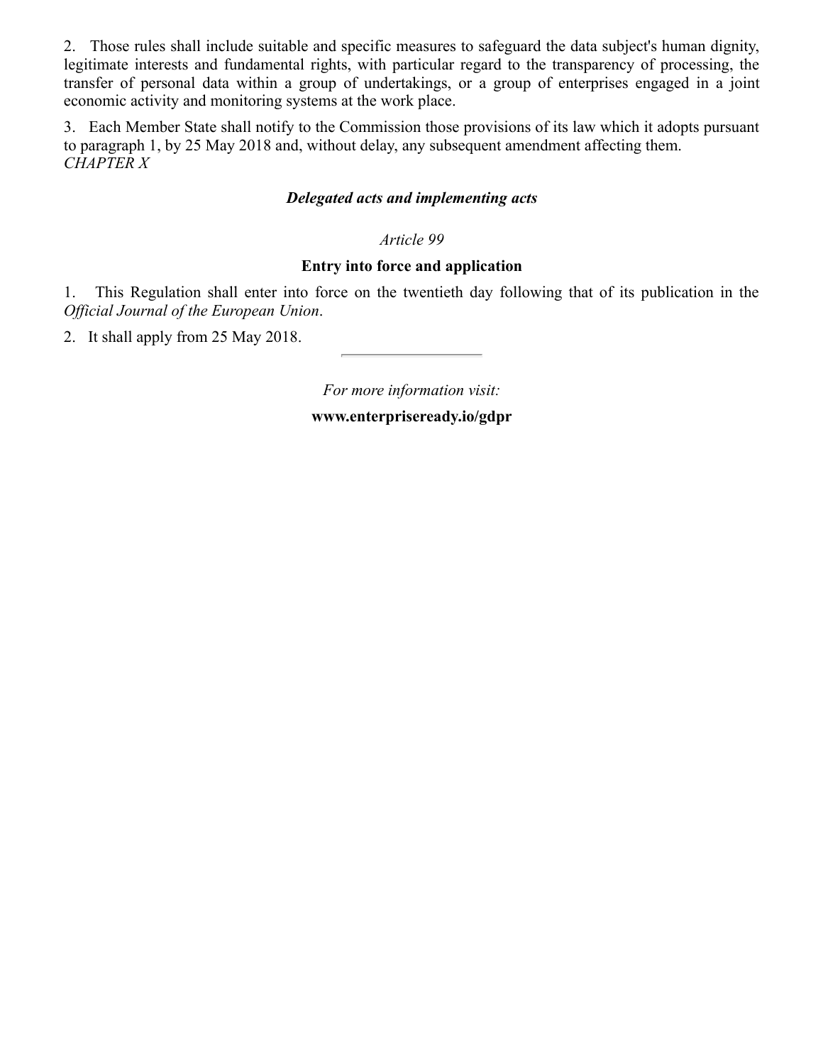2. Those rules shall include suitable and specific measures to safeguard the data subject's human dignity, legitimate interests and fundamental rights, with particular regard to the transparency of processing, the transfer of personal data within a group of undertakings, or a group of enterprises engaged in a joint economic activity and monitoring systems at the work place.

3. Each Member State shall notify to the Commission those provisions of its law which it adopts pursuant to paragraph 1, by 25 May 2018 and, without delay, any subsequent amendment affecting them.

*CHAPTER X*

### ***Delegated acts and implementing acts***

*Article 99*

### **Entry into force and application**

1. This Regulation shall enter into force on the twentieth day following that of its publication in the *Official Journal of the European Union*.

2. It shall apply from 25 May 2018.

---

*For more information visit:*

**www.enterpriseready.io/gdpr**